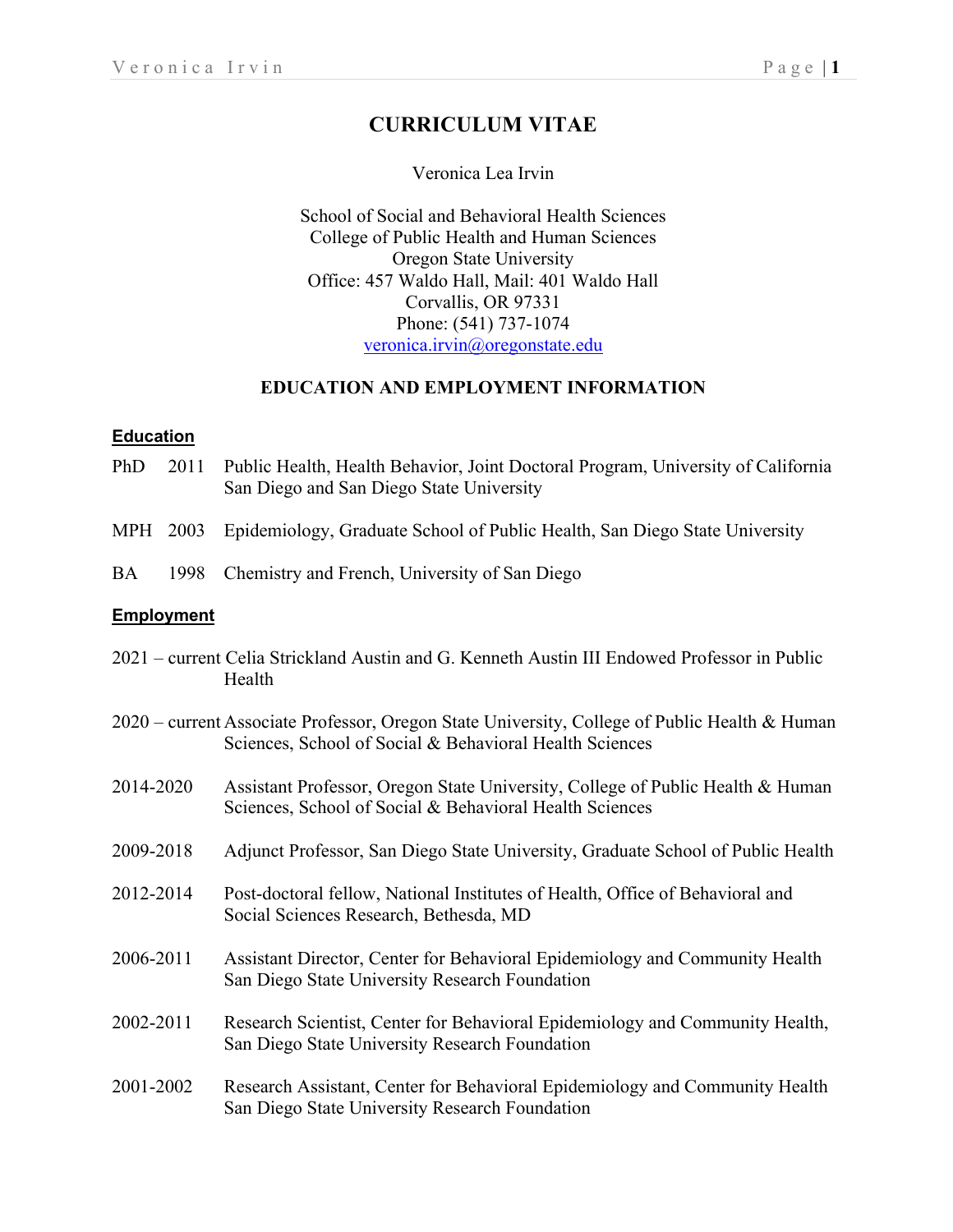# CURRICULUM VITAE

Veronica Lea Irvin

School of Social and Behavioral Health Sciences
College of Public Health and Human Sciences
Oregon State University
Office: 457 Waldo Hall, Mail: 401 Waldo Hall
Corvallis, OR 97331
Phone: (541) 737-1074
veronica.irvin@oregonstate.edu

## EDUCATION AND EMPLOYMENT INFORMATION

### Education

PhD 2011 Public Health, Health Behavior, Joint Doctoral Program, University of California San Diego and San Diego State University

MPH 2003 Epidemiology, Graduate School of Public Health, San Diego State University

BA 1998 Chemistry and French, University of San Diego

### Employment

2021 – current Celia Strickland Austin and G. Kenneth Austin III Endowed Professor in Public Health

2020 – current Associate Professor, Oregon State University, College of Public Health & Human Sciences, School of Social & Behavioral Health Sciences

2014-2020 Assistant Professor, Oregon State University, College of Public Health & Human Sciences, School of Social & Behavioral Health Sciences

2009-2018 Adjunct Professor, San Diego State University, Graduate School of Public Health

2012-2014 Post-doctoral fellow, National Institutes of Health, Office of Behavioral and Social Sciences Research, Bethesda, MD

2006-2011 Assistant Director, Center for Behavioral Epidemiology and Community Health San Diego State University Research Foundation

2002-2011 Research Scientist, Center for Behavioral Epidemiology and Community Health, San Diego State University Research Foundation

2001-2002 Research Assistant, Center for Behavioral Epidemiology and Community Health San Diego State University Research Foundation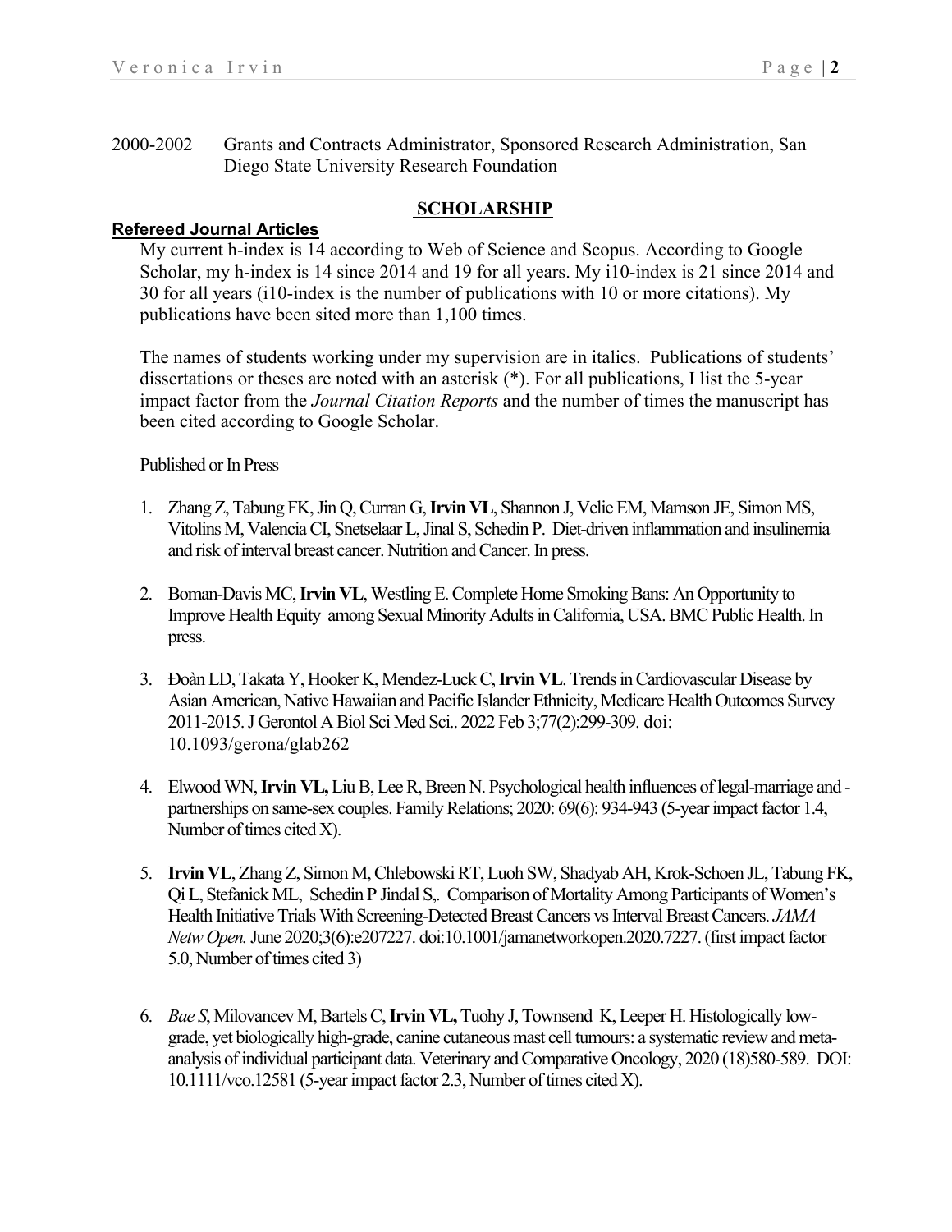2000-2002 Grants and Contracts Administrator, Sponsored Research Administration, San Diego State University Research Foundation

## SCHOLARSHIP

### Refereed Journal Articles

My current h-index is 14 according to Web of Science and Scopus. According to Google Scholar, my h-index is 14 since 2014 and 19 for all years. My i10-index is 21 since 2014 and 30 for all years (i10-index is the number of publications with 10 or more citations). My publications have been sited more than 1,100 times.

The names of students working under my supervision are in italics. Publications of students' dissertations or theses are noted with an asterisk (*). For all publications, I list the 5-year impact factor from the *Journal Citation Reports* and the number of times the manuscript has been cited according to Google Scholar.

Published or In Press

1. Zhang Z, Tabung FK, Jin Q, Curran G, **Irvin VL**, Shannon J, Velie EM, Mamson JE, Simon MS, Vitolins M, Valencia CI, Snetselaar L, Jinal S, Schedin P. Diet-driven inflammation and insulinemia and risk of interval breast cancer. Nutrition and Cancer. In press.

2. Boman-Davis MC, **Irvin VL**, Westling E. Complete Home Smoking Bans: An Opportunity to Improve Health Equity among Sexual Minority Adults in California, USA. BMC Public Health. In press.

3. Đoàn LD, Takata Y, Hooker K, Mendez-Luck C, **Irvin VL**. Trends in Cardiovascular Disease by Asian American, Native Hawaiian and Pacific Islander Ethnicity, Medicare Health Outcomes Survey 2011-2015. J Gerontol A Biol Sci Med Sci.. 2022 Feb 3;77(2):299-309. doi: 10.1093/gerona/glab262

4. Elwood WN, **Irvin VL,** Liu B, Lee R, Breen N. Psychological health influences of legal-marriage and -partnerships on same-sex couples. Family Relations; 2020: 69(6): 934-943 (5-year impact factor 1.4, Number of times cited X).

5. **Irvin VL**, Zhang Z, Simon M, Chlebowski RT, Luoh SW, Shadyab AH, Krok-Schoen JL, Tabung FK, Qi L, Stefanick ML, Schedin P Jindal S,. Comparison of Mortality Among Participants of Women's Health Initiative Trials With Screening-Detected Breast Cancers vs Interval Breast Cancers. *JAMA Netw Open.* June 2020;3(6):e207227. doi:10.1001/jamanetworkopen.2020.7227. (first impact factor 5.0, Number of times cited 3)

6. *Bae S*, Milovancev M, Bartels C, **Irvin VL,** Tuohy J, Townsend K, Leeper H. Histologically low-grade, yet biologically high-grade, canine cutaneous mast cell tumours: a systematic review and meta-analysis of individual participant data. Veterinary and Comparative Oncology, 2020 (18)580-589. DOI: 10.1111/vco.12581 (5-year impact factor 2.3, Number of times cited X).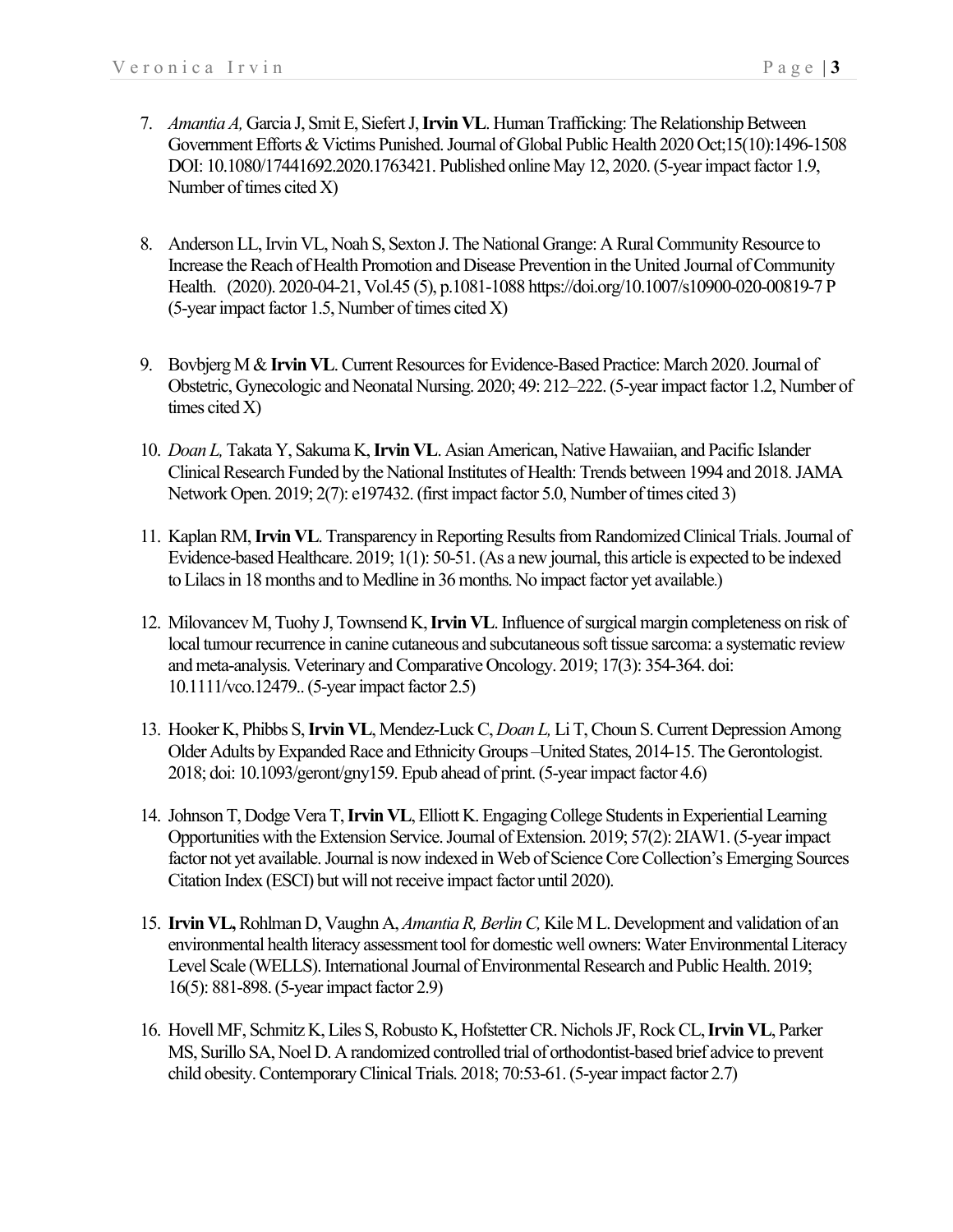7. *Amantia A,* Garcia J, Smit E, Siefert J, **Irvin VL**. Human Trafficking: The Relationship Between Government Efforts & Victims Punished. Journal of Global Public Health 2020 Oct;15(10):1496-1508 DOI: 10.1080/17441692.2020.1763421. Published online May 12, 2020. (5-year impact factor 1.9, Number of times cited X)

8. Anderson LL, Irvin VL, Noah S, Sexton J. The National Grange: A Rural Community Resource to Increase the Reach of Health Promotion and Disease Prevention in the United Journal of Community Health. (2020). 2020-04-21, Vol.45 (5), p.1081-1088 https://doi.org/10.1007/s10900-020-00819-7 P (5-year impact factor 1.5, Number of times cited X)

9. Bovbjerg M & **Irvin VL**. Current Resources for Evidence-Based Practice: March 2020. Journal of Obstetric, Gynecologic and Neonatal Nursing. 2020; 49: 212–222. (5-year impact factor 1.2, Number of times cited X)

10. *Doan L,* Takata Y, Sakuma K, **Irvin VL**. Asian American, Native Hawaiian, and Pacific Islander Clinical Research Funded by the National Institutes of Health: Trends between 1994 and 2018. JAMA Network Open. 2019; 2(7): e197432. (first impact factor 5.0, Number of times cited 3)

11. Kaplan RM, **Irvin VL**. Transparency in Reporting Results from Randomized Clinical Trials. Journal of Evidence-based Healthcare. 2019; 1(1): 50-51. (As a new journal, this article is expected to be indexed to Lilacs in 18 months and to Medline in 36 months. No impact factor yet available.)

12. Milovancev M, Tuohy J, Townsend K, **Irvin VL**. Influence of surgical margin completeness on risk of local tumour recurrence in canine cutaneous and subcutaneous soft tissue sarcoma: a systematic review and meta-analysis. Veterinary and Comparative Oncology. 2019; 17(3): 354-364. doi: 10.1111/vco.12479.. (5-year impact factor 2.5)

13. Hooker K, Phibbs S, **Irvin VL**, Mendez-Luck C, *Doan L,* Li T, Choun S. Current Depression Among Older Adults by Expanded Race and Ethnicity Groups –United States, 2014-15. The Gerontologist. 2018; doi: 10.1093/geront/gny159. Epub ahead of print. (5-year impact factor 4.6)

14. Johnson T, Dodge Vera T, **Irvin VL**, Elliott K. Engaging College Students in Experiential Learning Opportunities with the Extension Service. Journal of Extension. 2019; 57(2): 2IAW1. (5-year impact factor not yet available. Journal is now indexed in Web of Science Core Collection's Emerging Sources Citation Index (ESCI) but will not receive impact factor until 2020).

15. **Irvin VL,** Rohlman D, Vaughn A, *Amantia R, Berlin C,* Kile M L. Development and validation of an environmental health literacy assessment tool for domestic well owners: Water Environmental Literacy Level Scale (WELLS). International Journal of Environmental Research and Public Health. 2019; 16(5): 881-898. (5-year impact factor 2.9)

16. Hovell MF, Schmitz K, Liles S, Robusto K, Hofstetter CR. Nichols JF, Rock CL, **Irvin VL**, Parker MS, Surillo SA, Noel D. A randomized controlled trial of orthodontist-based brief advice to prevent child obesity. Contemporary Clinical Trials. 2018; 70:53-61. (5-year impact factor 2.7)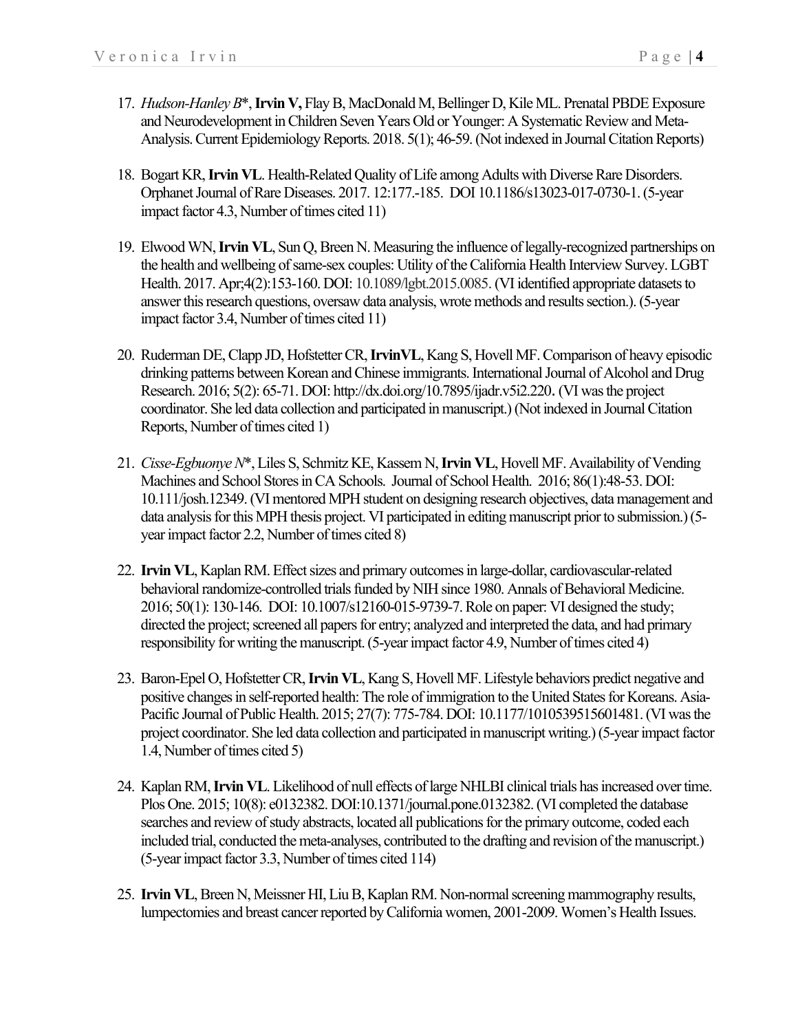17. *Hudson-Hanley B*\*, **Irvin V,** Flay B, MacDonald M, Bellinger D, Kile ML. Prenatal PBDE Exposure and Neurodevelopment in Children Seven Years Old or Younger: A Systematic Review and Meta-Analysis. Current Epidemiology Reports. 2018. 5(1); 46-59. (Not indexed in Journal Citation Reports)

18. Bogart KR, **Irvin VL**. Health-Related Quality of Life among Adults with Diverse Rare Disorders. Orphanet Journal of Rare Diseases. 2017. 12:177.-185. DOI 10.1186/s13023-017-0730-1. (5-year impact factor 4.3, Number of times cited 11)

19. Elwood WN, **Irvin VL**, Sun Q, Breen N. Measuring the influence of legally-recognized partnerships on the health and wellbeing of same-sex couples: Utility of the California Health Interview Survey. LGBT Health. 2017. Apr;4(2):153-160. DOI: 10.1089/lgbt.2015.0085. (VI identified appropriate datasets to answer this research questions, oversaw data analysis, wrote methods and results section.). (5-year impact factor 3.4, Number of times cited 11)

20. Ruderman DE, Clapp JD, Hofstetter CR, **IrvinVL**, Kang S, Hovell MF. Comparison of heavy episodic drinking patterns between Korean and Chinese immigrants. International Journal of Alcohol and Drug Research. 2016; 5(2): 65-71. DOI: http://dx.doi.org/10.7895/ijadr.v5i2.220. (VI was the project coordinator. She led data collection and participated in manuscript.) (Not indexed in Journal Citation Reports, Number of times cited 1)

21. *Cisse-Egbuonye N*\*, Liles S, Schmitz KE, Kassem N, **Irvin VL**, Hovell MF. Availability of Vending Machines and School Stores in CA Schools. Journal of School Health. 2016; 86(1):48-53. DOI: 10.111/josh.12349. (VI mentored MPH student on designing research objectives, data management and data analysis for this MPH thesis project. VI participated in editing manuscript prior to submission.) (5-year impact factor 2.2, Number of times cited 8)

22. **Irvin VL**, Kaplan RM. Effect sizes and primary outcomes in large-dollar, cardiovascular-related behavioral randomize-controlled trials funded by NIH since 1980. Annals of Behavioral Medicine. 2016; 50(1): 130-146. DOI: 10.1007/s12160-015-9739-7. Role on paper: VI designed the study; directed the project; screened all papers for entry; analyzed and interpreted the data, and had primary responsibility for writing the manuscript. (5-year impact factor 4.9, Number of times cited 4)

23. Baron-Epel O, Hofstetter CR, **Irvin VL**, Kang S, Hovell MF. Lifestyle behaviors predict negative and positive changes in self-reported health: The role of immigration to the United States for Koreans. Asia-Pacific Journal of Public Health. 2015; 27(7): 775-784. DOI: 10.1177/1010539515601481. (VI was the project coordinator. She led data collection and participated in manuscript writing.) (5-year impact factor 1.4, Number of times cited 5)

24. Kaplan RM, **Irvin VL**. Likelihood of null effects of large NHLBI clinical trials has increased over time. Plos One. 2015; 10(8): e0132382. DOI:10.1371/journal.pone.0132382. (VI completed the database searches and review of study abstracts, located all publications for the primary outcome, coded each included trial, conducted the meta-analyses, contributed to the drafting and revision of the manuscript.) (5-year impact factor 3.3, Number of times cited 114)

25. **Irvin VL**, Breen N, Meissner HI, Liu B, Kaplan RM. Non-normal screening mammography results, lumpectomies and breast cancer reported by California women, 2001-2009. Women's Health Issues.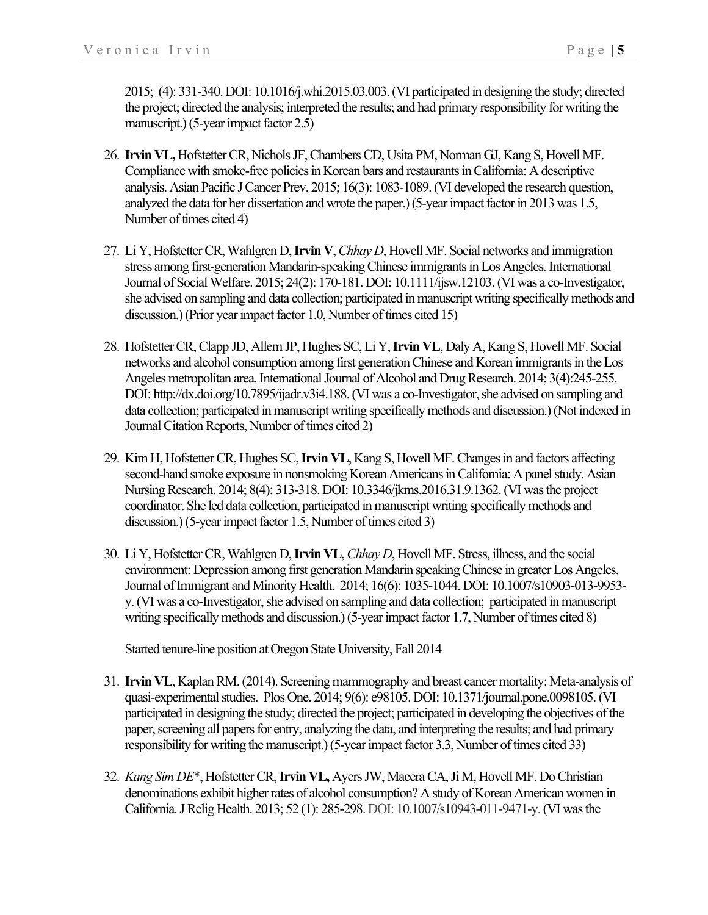2015; (4): 331-340. DOI: 10.1016/j.whi.2015.03.003. (VI participated in designing the study; directed the project; directed the analysis; interpreted the results; and had primary responsibility for writing the manuscript.) (5-year impact factor 2.5)

26. **Irvin VL,** Hofstetter CR, Nichols JF, Chambers CD, Usita PM, Norman GJ, Kang S, Hovell MF. Compliance with smoke-free policies in Korean bars and restaurants in California: A descriptive analysis. Asian Pacific J Cancer Prev. 2015; 16(3): 1083-1089. (VI developed the research question, analyzed the data for her dissertation and wrote the paper.) (5-year impact factor in 2013 was 1.5, Number of times cited 4)

27. Li Y, Hofstetter CR, Wahlgren D, **Irvin V**, *Chhay D*, Hovell MF. Social networks and immigration stress among first-generation Mandarin-speaking Chinese immigrants in Los Angeles. International Journal of Social Welfare. 2015; 24(2): 170-181. DOI: 10.1111/ijsw.12103. (VI was a co-Investigator, she advised on sampling and data collection; participated in manuscript writing specifically methods and discussion.) (Prior year impact factor 1.0, Number of times cited 15)

28. Hofstetter CR, Clapp JD, Allem JP, Hughes SC, Li Y, **Irvin VL**, Daly A, Kang S, Hovell MF. Social networks and alcohol consumption among first generation Chinese and Korean immigrants in the Los Angeles metropolitan area. International Journal of Alcohol and Drug Research. 2014; 3(4):245-255. DOI: http://dx.doi.org/10.7895/ijadr.v3i4.188. (VI was a co-Investigator, she advised on sampling and data collection; participated in manuscript writing specifically methods and discussion.) (Not indexed in Journal Citation Reports, Number of times cited 2)

29. Kim H, Hofstetter CR, Hughes SC, **Irvin VL**, Kang S, Hovell MF. Changes in and factors affecting second-hand smoke exposure in nonsmoking Korean Americans in California: A panel study. Asian Nursing Research. 2014; 8(4): 313-318. DOI: 10.3346/jkms.2016.31.9.1362. (VI was the project coordinator. She led data collection, participated in manuscript writing specifically methods and discussion.) (5-year impact factor 1.5, Number of times cited 3)

30. Li Y, Hofstetter CR, Wahlgren D, **Irvin VL**, *Chhay D*, Hovell MF. Stress, illness, and the social environment: Depression among first generation Mandarin speaking Chinese in greater Los Angeles. Journal of Immigrant and Minority Health. 2014; 16(6): 1035-1044. DOI: 10.1007/s10903-013-9953-y. (VI was a co-Investigator, she advised on sampling and data collection; participated in manuscript writing specifically methods and discussion.) (5-year impact factor 1.7, Number of times cited 8)

Started tenure-line position at Oregon State University, Fall 2014

31. **Irvin VL**, Kaplan RM. (2014). Screening mammography and breast cancer mortality: Meta-analysis of quasi-experimental studies. Plos One. 2014; 9(6): e98105. DOI: 10.1371/journal.pone.0098105. (VI participated in designing the study; directed the project; participated in developing the objectives of the paper, screening all papers for entry, analyzing the data, and interpreting the results; and had primary responsibility for writing the manuscript.) (5-year impact factor 3.3, Number of times cited 33)

32. *Kang Sim DE*\*, Hofstetter CR, **Irvin VL,** Ayers JW, Macera CA, Ji M, Hovell MF. Do Christian denominations exhibit higher rates of alcohol consumption? A study of Korean American women in California. J Relig Health. 2013; 52 (1): 285-298. DOI: 10.1007/s10943-011-9471-y. (VI was the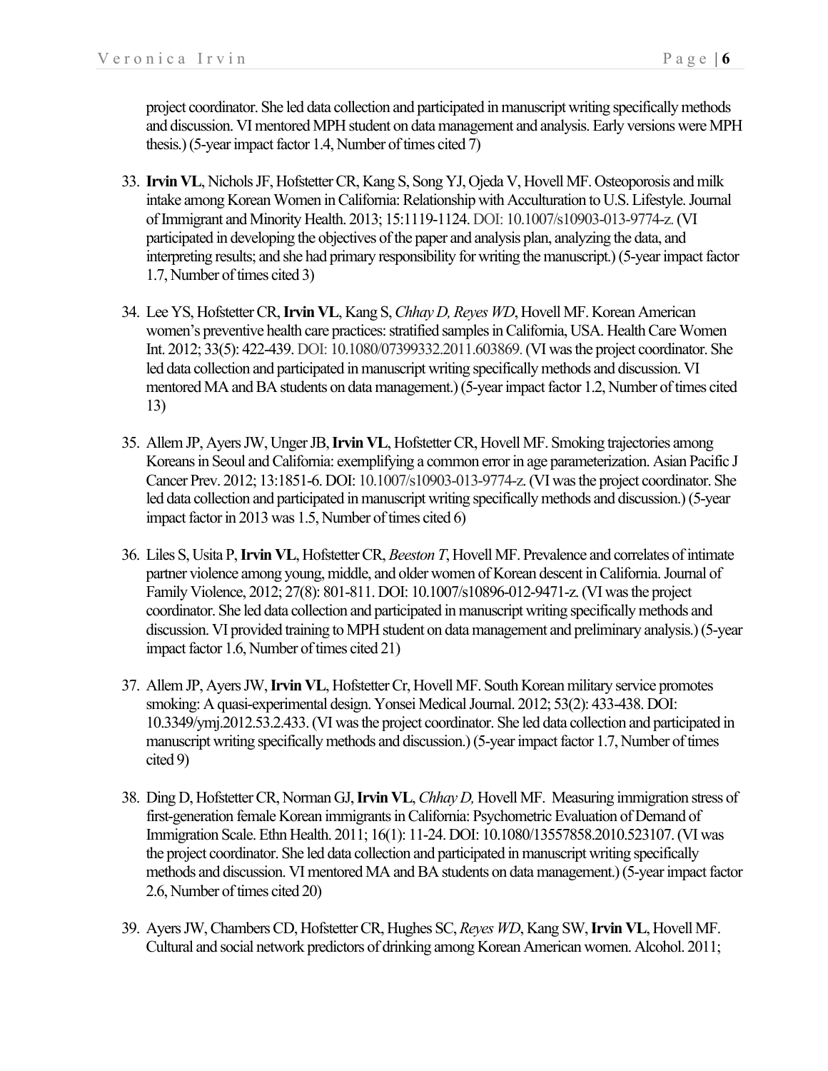project coordinator. She led data collection and participated in manuscript writing specifically methods and discussion. VI mentored MPH student on data management and analysis. Early versions were MPH thesis.) (5-year impact factor 1.4, Number of times cited 7)

33. **Irvin VL**, Nichols JF, Hofstetter CR, Kang S, Song YJ, Ojeda V, Hovell MF. Osteoporosis and milk intake among Korean Women in California: Relationship with Acculturation to U.S. Lifestyle. Journal of Immigrant and Minority Health. 2013; 15:1119-1124. DOI: 10.1007/s10903-013-9774-z. (VI participated in developing the objectives of the paper and analysis plan, analyzing the data, and interpreting results; and she had primary responsibility for writing the manuscript.) (5-year impact factor 1.7, Number of times cited 3)

34. Lee YS, Hofstetter CR, **Irvin VL**, Kang S, *Chhay D, Reyes WD*, Hovell MF. Korean American women's preventive health care practices: stratified samples in California, USA. Health Care Women Int. 2012; 33(5): 422-439. DOI: 10.1080/07399332.2011.603869. (VI was the project coordinator. She led data collection and participated in manuscript writing specifically methods and discussion. VI mentored MA and BA students on data management.) (5-year impact factor 1.2, Number of times cited 13)

35. Allem JP, Ayers JW, Unger JB, **Irvin VL**, Hofstetter CR, Hovell MF. Smoking trajectories among Koreans in Seoul and California: exemplifying a common error in age parameterization. Asian Pacific J Cancer Prev. 2012; 13:1851-6. DOI: 10.1007/s10903-013-9774-z. (VI was the project coordinator. She led data collection and participated in manuscript writing specifically methods and discussion.) (5-year impact factor in 2013 was 1.5, Number of times cited 6)

36. Liles S, Usita P, **Irvin VL**, Hofstetter CR, *Beeston T*, Hovell MF. Prevalence and correlates of intimate partner violence among young, middle, and older women of Korean descent in California. Journal of Family Violence, 2012; 27(8): 801-811. DOI: 10.1007/s10896-012-9471-z. (VI was the project coordinator. She led data collection and participated in manuscript writing specifically methods and discussion. VI provided training to MPH student on data management and preliminary analysis.) (5-year impact factor 1.6, Number of times cited 21)

37. Allem JP, Ayers JW, **Irvin VL**, Hofstetter Cr, Hovell MF. South Korean military service promotes smoking: A quasi-experimental design. Yonsei Medical Journal. 2012; 53(2): 433-438. DOI: 10.3349/ymj.2012.53.2.433. (VI was the project coordinator. She led data collection and participated in manuscript writing specifically methods and discussion.) (5-year impact factor 1.7, Number of times cited 9)

38. Ding D, Hofstetter CR, Norman GJ, **Irvin VL**, *Chhay D,* Hovell MF. Measuring immigration stress of first-generation female Korean immigrants in California: Psychometric Evaluation of Demand of Immigration Scale. Ethn Health. 2011; 16(1): 11-24. DOI: 10.1080/13557858.2010.523107. (VI was the project coordinator. She led data collection and participated in manuscript writing specifically methods and discussion. VI mentored MA and BA students on data management.) (5-year impact factor 2.6, Number of times cited 20)

39. Ayers JW, Chambers CD, Hofstetter CR, Hughes SC, *Reyes WD*, Kang SW, **Irvin VL**, Hovell MF. Cultural and social network predictors of drinking among Korean American women. Alcohol. 2011;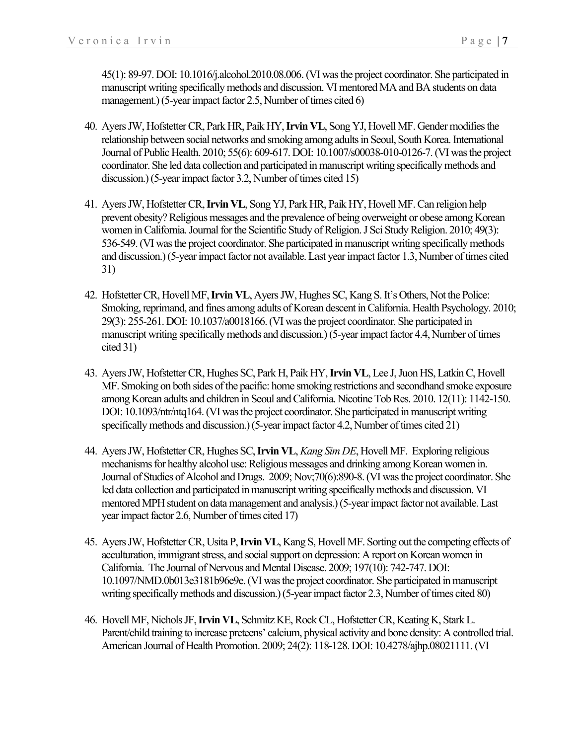45(1): 89-97. DOI: 10.1016/j.alcohol.2010.08.006. (VI was the project coordinator. She participated in manuscript writing specifically methods and discussion. VI mentored MA and BA students on data management.) (5-year impact factor 2.5, Number of times cited 6)

40. Ayers JW, Hofstetter CR, Park HR, Paik HY, **Irvin VL**, Song YJ, Hovell MF. Gender modifies the relationship between social networks and smoking among adults in Seoul, South Korea. International Journal of Public Health. 2010; 55(6): 609-617. DOI: 10.1007/s00038-010-0126-7. (VI was the project coordinator. She led data collection and participated in manuscript writing specifically methods and discussion.) (5-year impact factor 3.2, Number of times cited 15)

41. Ayers JW, Hofstetter CR, **Irvin VL**, Song YJ, Park HR, Paik HY, Hovell MF. Can religion help prevent obesity? Religious messages and the prevalence of being overweight or obese among Korean women in California. Journal for the Scientific Study of Religion. J Sci Study Religion. 2010; 49(3): 536-549. (VI was the project coordinator. She participated in manuscript writing specifically methods and discussion.) (5-year impact factor not available. Last year impact factor 1.3, Number of times cited 31)

42. Hofstetter CR, Hovell MF, **Irvin VL**, Ayers JW, Hughes SC, Kang S. It's Others, Not the Police: Smoking, reprimand, and fines among adults of Korean descent in California. Health Psychology. 2010; 29(3): 255-261. DOI: 10.1037/a0018166. (VI was the project coordinator. She participated in manuscript writing specifically methods and discussion.) (5-year impact factor 4.4, Number of times cited 31)

43. Ayers JW, Hofstetter CR, Hughes SC, Park H, Paik HY, **Irvin VL**, Lee J, Juon HS, Latkin C, Hovell MF. Smoking on both sides of the pacific: home smoking restrictions and secondhand smoke exposure among Korean adults and children in Seoul and California. Nicotine Tob Res. 2010. 12(11): 1142-150. DOI: 10.1093/ntr/ntq164. (VI was the project coordinator. She participated in manuscript writing specifically methods and discussion.) (5-year impact factor 4.2, Number of times cited 21)

44. Ayers JW, Hofstetter CR, Hughes SC, **Irvin VL**, *Kang Sim DE*, Hovell MF. Exploring religious mechanisms for healthy alcohol use: Religious messages and drinking among Korean women in. Journal of Studies of Alcohol and Drugs. 2009; Nov;70(6):890-8. (VI was the project coordinator. She led data collection and participated in manuscript writing specifically methods and discussion. VI mentored MPH student on data management and analysis.) (5-year impact factor not available. Last year impact factor 2.6, Number of times cited 17)

45. Ayers JW, Hofstetter CR, Usita P, **Irvin VL**, Kang S, Hovell MF. Sorting out the competing effects of acculturation, immigrant stress, and social support on depression: A report on Korean women in California. The Journal of Nervous and Mental Disease. 2009; 197(10): 742-747. DOI: 10.1097/NMD.0b013e3181b96e9e. (VI was the project coordinator. She participated in manuscript writing specifically methods and discussion.) (5-year impact factor 2.3, Number of times cited 80)

46. Hovell MF, Nichols JF, **Irvin VL**, Schmitz KE, Rock CL, Hofstetter CR, Keating K, Stark L. Parent/child training to increase preteens' calcium, physical activity and bone density: A controlled trial. American Journal of Health Promotion. 2009; 24(2): 118-128. DOI: 10.4278/ajhp.08021111. (VI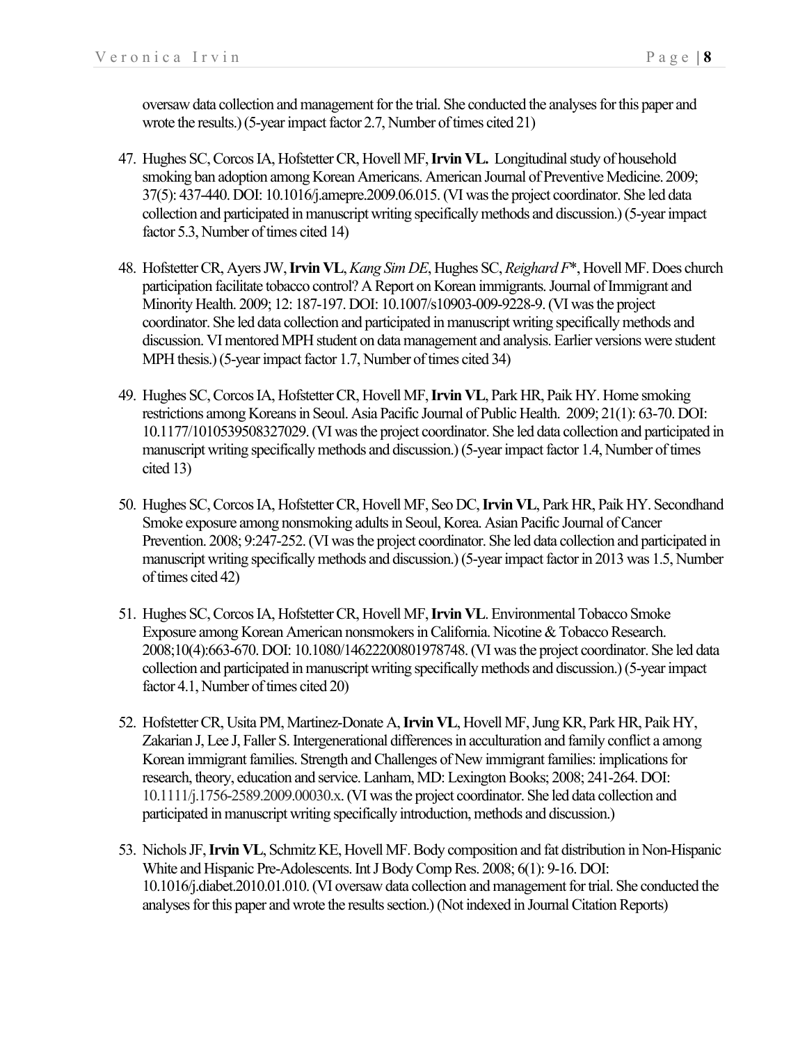oversaw data collection and management for the trial. She conducted the analyses for this paper and wrote the results.) (5-year impact factor 2.7, Number of times cited 21)

47. Hughes SC, Corcos IA, Hofstetter CR, Hovell MF, **Irvin VL.** Longitudinal study of household smoking ban adoption among Korean Americans. American Journal of Preventive Medicine. 2009; 37(5): 437-440. DOI: 10.1016/j.amepre.2009.06.015. (VI was the project coordinator. She led data collection and participated in manuscript writing specifically methods and discussion.) (5-year impact factor 5.3, Number of times cited 14)

48. Hofstetter CR, Ayers JW, **Irvin VL**, *Kang Sim DE*, Hughes SC, *Reighard F*\*, Hovell MF. Does church participation facilitate tobacco control? A Report on Korean immigrants. Journal of Immigrant and Minority Health. 2009; 12: 187-197. DOI: 10.1007/s10903-009-9228-9. (VI was the project coordinator. She led data collection and participated in manuscript writing specifically methods and discussion. VI mentored MPH student on data management and analysis. Earlier versions were student MPH thesis.) (5-year impact factor 1.7, Number of times cited 34)

49. Hughes SC, Corcos IA, Hofstetter CR, Hovell MF, **Irvin VL**, Park HR, Paik HY. Home smoking restrictions among Koreans in Seoul. Asia Pacific Journal of Public Health. 2009; 21(1): 63-70. DOI: 10.1177/1010539508327029. (VI was the project coordinator. She led data collection and participated in manuscript writing specifically methods and discussion.) (5-year impact factor 1.4, Number of times cited 13)

50. Hughes SC, Corcos IA, Hofstetter CR, Hovell MF, Seo DC, **Irvin VL**, Park HR, Paik HY. Secondhand Smoke exposure among nonsmoking adults in Seoul, Korea. Asian Pacific Journal of Cancer Prevention. 2008; 9:247-252. (VI was the project coordinator. She led data collection and participated in manuscript writing specifically methods and discussion.) (5-year impact factor in 2013 was 1.5, Number of times cited 42)

51. Hughes SC, Corcos IA, Hofstetter CR, Hovell MF, **Irvin VL**. Environmental Tobacco Smoke Exposure among Korean American nonsmokers in California. Nicotine & Tobacco Research. 2008;10(4):663-670. DOI: 10.1080/14622200801978748. (VI was the project coordinator. She led data collection and participated in manuscript writing specifically methods and discussion.) (5-year impact factor 4.1, Number of times cited 20)

52. Hofstetter CR, Usita PM, Martinez-Donate A, **Irvin VL**, Hovell MF, Jung KR, Park HR, Paik HY, Zakarian J, Lee J, Faller S. Intergenerational differences in acculturation and family conflict a among Korean immigrant families. Strength and Challenges of New immigrant families: implications for research, theory, education and service. Lanham, MD: Lexington Books; 2008; 241-264. DOI: 10.1111/j.1756-2589.2009.00030.x. (VI was the project coordinator. She led data collection and participated in manuscript writing specifically introduction, methods and discussion.)

53. Nichols JF, **Irvin VL**, Schmitz KE, Hovell MF. Body composition and fat distribution in Non-Hispanic White and Hispanic Pre-Adolescents. Int J Body Comp Res. 2008; 6(1): 9-16. DOI: 10.1016/j.diabet.2010.01.010. (VI oversaw data collection and management for trial. She conducted the analyses for this paper and wrote the results section.) (Not indexed in Journal Citation Reports)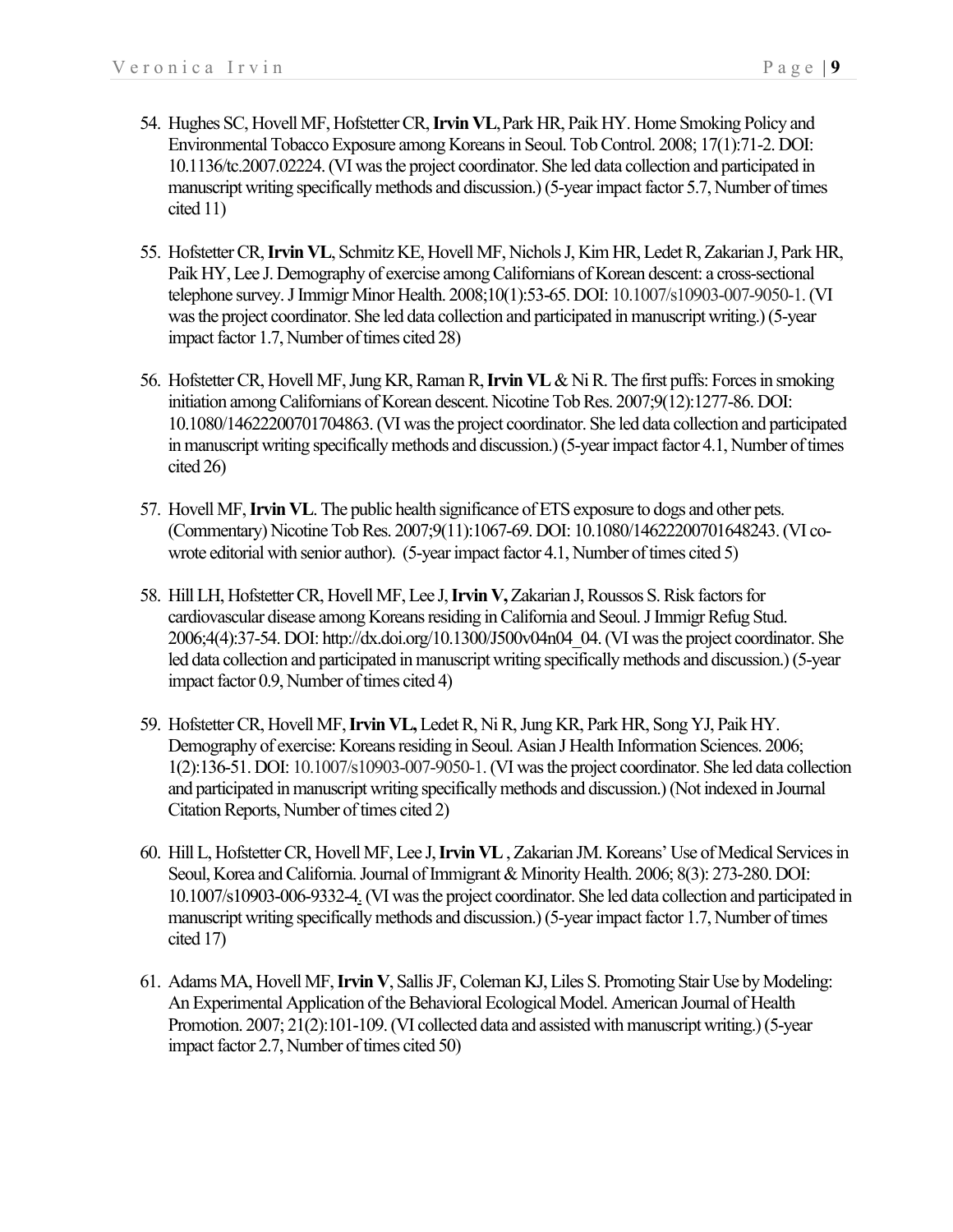54. Hughes SC, Hovell MF, Hofstetter CR, **Irvin VL**, Park HR, Paik HY. Home Smoking Policy and Environmental Tobacco Exposure among Koreans in Seoul. Tob Control. 2008; 17(1):71-2. DOI: 10.1136/tc.2007.02224. (VI was the project coordinator. She led data collection and participated in manuscript writing specifically methods and discussion.) (5-year impact factor 5.7, Number of times cited 11)

55. Hofstetter CR, **Irvin VL**, Schmitz KE, Hovell MF, Nichols J, Kim HR, Ledet R, Zakarian J, Park HR, Paik HY, Lee J. Demography of exercise among Californians of Korean descent: a cross-sectional telephone survey. J Immigr Minor Health. 2008;10(1):53-65. DOI: 10.1007/s10903-007-9050-1. (VI was the project coordinator. She led data collection and participated in manuscript writing.) (5-year impact factor 1.7, Number of times cited 28)

56. Hofstetter CR, Hovell MF, Jung KR, Raman R, **Irvin VL** & Ni R. The first puffs: Forces in smoking initiation among Californians of Korean descent. Nicotine Tob Res. 2007;9(12):1277-86. DOI: 10.1080/14622200701704863. (VI was the project coordinator. She led data collection and participated in manuscript writing specifically methods and discussion.) (5-year impact factor 4.1, Number of times cited 26)

57. Hovell MF, **Irvin VL**. The public health significance of ETS exposure to dogs and other pets. (Commentary) Nicotine Tob Res. 2007;9(11):1067-69. DOI: 10.1080/14622200701648243. (VI co-wrote editorial with senior author). (5-year impact factor 4.1, Number of times cited 5)

58. Hill LH, Hofstetter CR, Hovell MF, Lee J, **Irvin V,** Zakarian J, Roussos S. Risk factors for cardiovascular disease among Koreans residing in California and Seoul. J Immigr Refug Stud. 2006;4(4):37-54. DOI: http://dx.doi.org/10.1300/J500v04n04_04. (VI was the project coordinator. She led data collection and participated in manuscript writing specifically methods and discussion.) (5-year impact factor 0.9, Number of times cited 4)

59. Hofstetter CR, Hovell MF, **Irvin VL,** Ledet R, Ni R, Jung KR, Park HR, Song YJ, Paik HY. Demography of exercise: Koreans residing in Seoul. Asian J Health Information Sciences. 2006; 1(2):136-51. DOI: 10.1007/s10903-007-9050-1. (VI was the project coordinator. She led data collection and participated in manuscript writing specifically methods and discussion.) (Not indexed in Journal Citation Reports, Number of times cited 2)

60. Hill L, Hofstetter CR, Hovell MF, Lee J, **Irvin VL** , Zakarian JM. Koreans' Use of Medical Services in Seoul, Korea and California. Journal of Immigrant & Minority Health. 2006; 8(3): 273-280. DOI: 10.1007/s10903-006-9332-4. (VI was the project coordinator. She led data collection and participated in manuscript writing specifically methods and discussion.) (5-year impact factor 1.7, Number of times cited 17)

61. Adams MA, Hovell MF, **Irvin V**, Sallis JF, Coleman KJ, Liles S. Promoting Stair Use by Modeling: An Experimental Application of the Behavioral Ecological Model. American Journal of Health Promotion. 2007; 21(2):101-109. (VI collected data and assisted with manuscript writing.) (5-year impact factor 2.7, Number of times cited 50)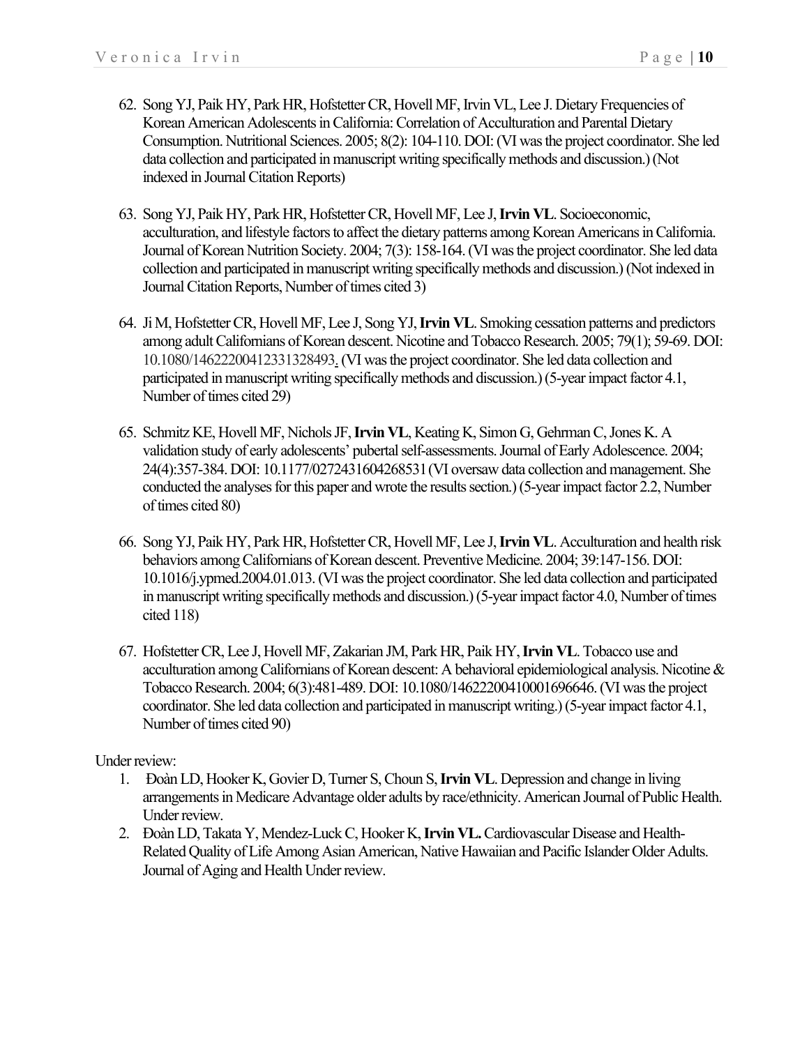62. Song YJ, Paik HY, Park HR, Hofstetter CR, Hovell MF, Irvin VL, Lee J. Dietary Frequencies of Korean American Adolescents in California: Correlation of Acculturation and Parental Dietary Consumption. Nutritional Sciences. 2005; 8(2): 104-110. DOI: (VI was the project coordinator. She led data collection and participated in manuscript writing specifically methods and discussion.) (Not indexed in Journal Citation Reports)

63. Song YJ, Paik HY, Park HR, Hofstetter CR, Hovell MF, Lee J, **Irvin VL**. Socioeconomic, acculturation, and lifestyle factors to affect the dietary patterns among Korean Americans in California. Journal of Korean Nutrition Society. 2004; 7(3): 158-164. (VI was the project coordinator. She led data collection and participated in manuscript writing specifically methods and discussion.) (Not indexed in Journal Citation Reports, Number of times cited 3)

64. Ji M, Hofstetter CR, Hovell MF, Lee J, Song YJ, **Irvin VL**. Smoking cessation patterns and predictors among adult Californians of Korean descent. Nicotine and Tobacco Research. 2005; 79(1); 59-69. DOI: 10.1080/14622200412331328493. (VI was the project coordinator. She led data collection and participated in manuscript writing specifically methods and discussion.) (5-year impact factor 4.1, Number of times cited 29)

65. Schmitz KE, Hovell MF, Nichols JF, **Irvin VL**, Keating K, Simon G, Gehrman C, Jones K. A validation study of early adolescents' pubertal self-assessments. Journal of Early Adolescence. 2004; 24(4):357-384. DOI: 10.1177/0272431604268531 (VI oversaw data collection and management. She conducted the analyses for this paper and wrote the results section.) (5-year impact factor 2.2, Number of times cited 80)

66. Song YJ, Paik HY, Park HR, Hofstetter CR, Hovell MF, Lee J, **Irvin VL**. Acculturation and health risk behaviors among Californians of Korean descent. Preventive Medicine. 2004; 39:147-156. DOI: 10.1016/j.ypmed.2004.01.013. (VI was the project coordinator. She led data collection and participated in manuscript writing specifically methods and discussion.) (5-year impact factor 4.0, Number of times cited 118)

67. Hofstetter CR, Lee J, Hovell MF, Zakarian JM, Park HR, Paik HY, **Irvin VL**. Tobacco use and acculturation among Californians of Korean descent: A behavioral epidemiological analysis. Nicotine & Tobacco Research. 2004; 6(3):481-489. DOI: 10.1080/14622200410001696646. (VI was the project coordinator. She led data collection and participated in manuscript writing.) (5-year impact factor 4.1, Number of times cited 90)

Under review:

1. Đoàn LD, Hooker K, Govier D, Turner S, Choun S, **Irvin VL**. Depression and change in living arrangements in Medicare Advantage older adults by race/ethnicity. American Journal of Public Health. Under review.
2. Đoàn LD, Takata Y, Mendez-Luck C, Hooker K, **Irvin VL.** Cardiovascular Disease and Health-Related Quality of Life Among Asian American, Native Hawaiian and Pacific Islander Older Adults. Journal of Aging and Health Under review.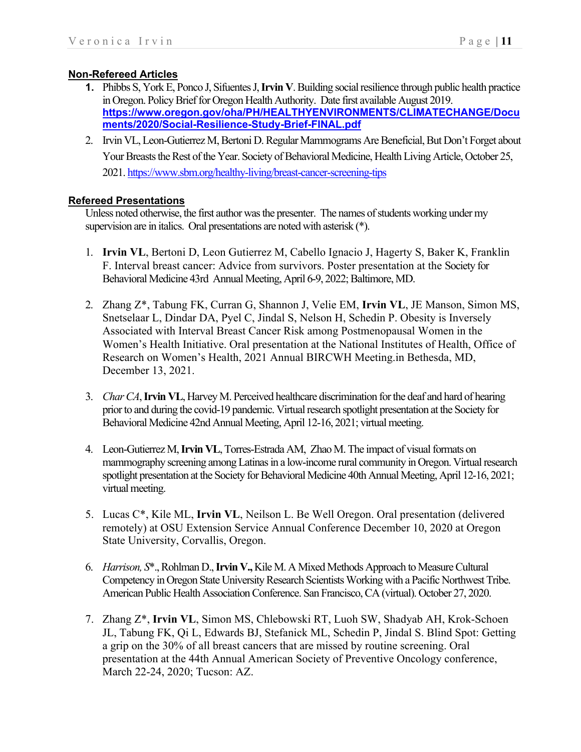## Non-Refereed Articles

1. Phibbs S, York E, Ponco J, Sifuentes J, **Irvin V**. Building social resilience through public health practice in Oregon. Policy Brief for Oregon Health Authority. Date first available August 2019. **https://www.oregon.gov/oha/PH/HEALTHYENVIRONMENTS/CLIMATECHANGE/Documents/2020/Social-Resilience-Study-Brief-FINAL.pdf**
2. Irvin VL, Leon-Gutierrez M, Bertoni D. Regular Mammograms Are Beneficial, But Don't Forget about Your Breasts the Rest of the Year. Society of Behavioral Medicine, Health Living Article, October 25, 2021. https://www.sbm.org/healthy-living/breast-cancer-screening-tips

## Refereed Presentations

Unless noted otherwise, the first author was the presenter. The names of students working under my supervision are in italics. Oral presentations are noted with asterisk (*).

1. **Irvin VL**, Bertoni D, Leon Gutierrez M, Cabello Ignacio J, Hagerty S, Baker K, Franklin F. Interval breast cancer: Advice from survivors. Poster presentation at the Society for Behavioral Medicine 43rd Annual Meeting, April 6-9, 2022; Baltimore, MD.

2. Zhang Z*, Tabung FK, Curran G, Shannon J, Velie EM, **Irvin VL**, JE Manson, Simon MS, Snetselaar L, Dindar DA, Pyel C, Jindal S, Nelson H, Schedin P. Obesity is Inversely Associated with Interval Breast Cancer Risk among Postmenopausal Women in the Women's Health Initiative. Oral presentation at the National Institutes of Health, Office of Research on Women's Health, 2021 Annual BIRCWH Meeting.in Bethesda, MD, December 13, 2021.

3. *Char CA*, **Irvin VL**, Harvey M. Perceived healthcare discrimination for the deaf and hard of hearing prior to and during the covid-19 pandemic. Virtual research spotlight presentation at the Society for Behavioral Medicine 42nd Annual Meeting, April 12-16, 2021; virtual meeting.

4. Leon-Gutierrez M, **Irvin VL**, Torres-Estrada AM, Zhao M. The impact of visual formats on mammography screening among Latinas in a low-income rural community in Oregon. Virtual research spotlight presentation at the Society for Behavioral Medicine 40th Annual Meeting, April 12-16, 2021; virtual meeting.

5. Lucas C*, Kile ML, **Irvin VL**, Neilson L. Be Well Oregon. Oral presentation (delivered remotely) at OSU Extension Service Annual Conference December 10, 2020 at Oregon State University, Corvallis, Oregon.

6. *Harrison, S**., Rohlman D., **Irvin V.,** Kile M. A Mixed Methods Approach to Measure Cultural Competency in Oregon State University Research Scientists Working with a Pacific Northwest Tribe. American Public Health Association Conference. San Francisco, CA (virtual). October 27, 2020.

7. Zhang Z*, **Irvin VL**, Simon MS, Chlebowski RT, Luoh SW, Shadyab AH, Krok-Schoen JL, Tabung FK, Qi L, Edwards BJ, Stefanick ML, Schedin P, Jindal S. Blind Spot: Getting a grip on the 30% of all breast cancers that are missed by routine screening. Oral presentation at the 44th Annual American Society of Preventive Oncology conference, March 22-24, 2020; Tucson: AZ.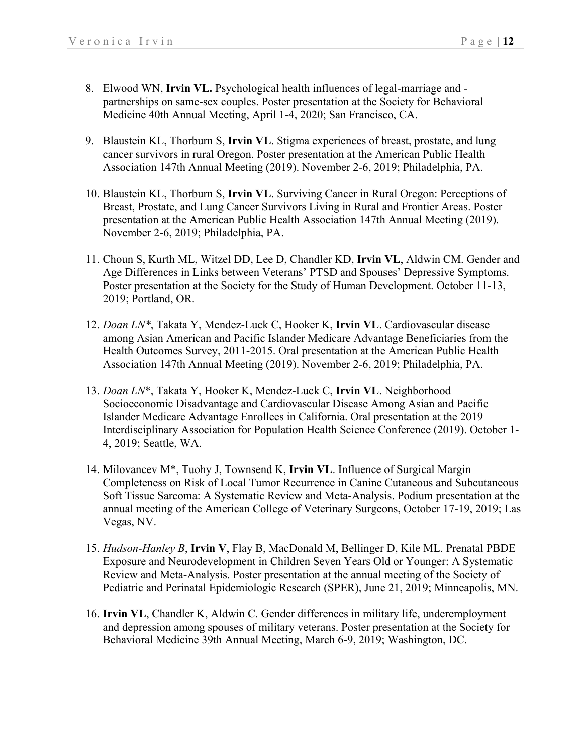8. Elwood WN, **Irvin VL.** Psychological health influences of legal-marriage and -partnerships on same-sex couples. Poster presentation at the Society for Behavioral Medicine 40th Annual Meeting, April 1-4, 2020; San Francisco, CA.

9. Blaustein KL, Thorburn S, **Irvin VL**. Stigma experiences of breast, prostate, and lung cancer survivors in rural Oregon. Poster presentation at the American Public Health Association 147th Annual Meeting (2019). November 2-6, 2019; Philadelphia, PA.

10. Blaustein KL, Thorburn S, **Irvin VL**. Surviving Cancer in Rural Oregon: Perceptions of Breast, Prostate, and Lung Cancer Survivors Living in Rural and Frontier Areas. Poster presentation at the American Public Health Association 147th Annual Meeting (2019). November 2-6, 2019; Philadelphia, PA.

11. Choun S, Kurth ML, Witzel DD, Lee D, Chandler KD, **Irvin VL**, Aldwin CM. Gender and Age Differences in Links between Veterans' PTSD and Spouses' Depressive Symptoms. Poster presentation at the Society for the Study of Human Development. October 11-13, 2019; Portland, OR.

12. *Doan LN*\*, Takata Y, Mendez-Luck C, Hooker K, **Irvin VL**. Cardiovascular disease among Asian American and Pacific Islander Medicare Advantage Beneficiaries from the Health Outcomes Survey, 2011-2015. Oral presentation at the American Public Health Association 147th Annual Meeting (2019). November 2-6, 2019; Philadelphia, PA.

13. *Doan LN*\*, Takata Y, Hooker K, Mendez-Luck C, **Irvin VL**. Neighborhood Socioeconomic Disadvantage and Cardiovascular Disease Among Asian and Pacific Islander Medicare Advantage Enrollees in California. Oral presentation at the 2019 Interdisciplinary Association for Population Health Science Conference (2019). October 1-4, 2019; Seattle, WA.

14. Milovancev M\*, Tuohy J, Townsend K, **Irvin VL**. Influence of Surgical Margin Completeness on Risk of Local Tumor Recurrence in Canine Cutaneous and Subcutaneous Soft Tissue Sarcoma: A Systematic Review and Meta-Analysis. Podium presentation at the annual meeting of the American College of Veterinary Surgeons, October 17-19, 2019; Las Vegas, NV.

15. *Hudson-Hanley B*, **Irvin V**, Flay B, MacDonald M, Bellinger D, Kile ML. Prenatal PBDE Exposure and Neurodevelopment in Children Seven Years Old or Younger: A Systematic Review and Meta-Analysis. Poster presentation at the annual meeting of the Society of Pediatric and Perinatal Epidemiologic Research (SPER), June 21, 2019; Minneapolis, MN.

16. **Irvin VL**, Chandler K, Aldwin C. Gender differences in military life, underemployment and depression among spouses of military veterans. Poster presentation at the Society for Behavioral Medicine 39th Annual Meeting, March 6-9, 2019; Washington, DC.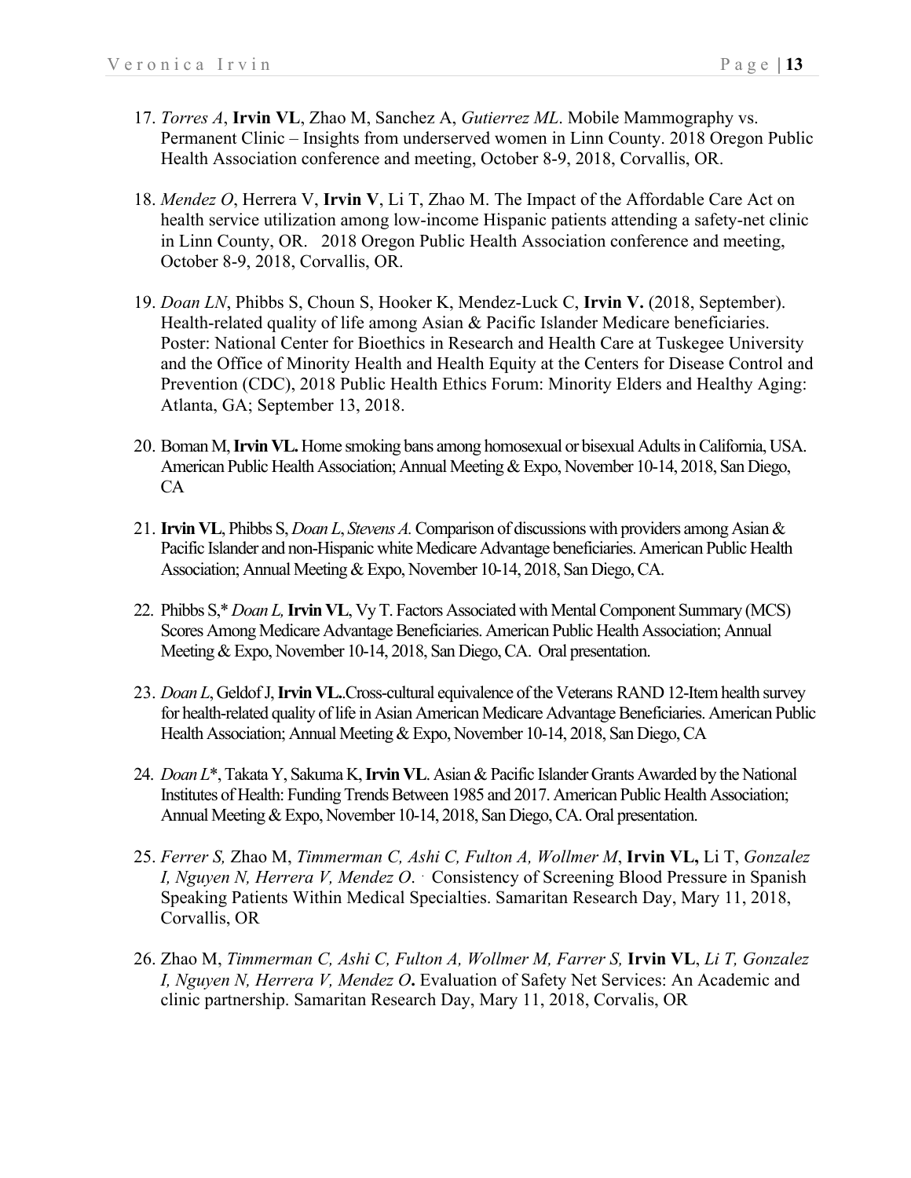17. *Torres A*, **Irvin VL**, Zhao M, Sanchez A, *Gutierrez ML*. Mobile Mammography vs. Permanent Clinic – Insights from underserved women in Linn County. 2018 Oregon Public Health Association conference and meeting, October 8-9, 2018, Corvallis, OR.

18. *Mendez O*, Herrera V, **Irvin V**, Li T, Zhao M. The Impact of the Affordable Care Act on health service utilization among low-income Hispanic patients attending a safety-net clinic in Linn County, OR. 2018 Oregon Public Health Association conference and meeting, October 8-9, 2018, Corvallis, OR.

19. *Doan LN*, Phibbs S, Choun S, Hooker K, Mendez-Luck C, **Irvin V.** (2018, September). Health-related quality of life among Asian & Pacific Islander Medicare beneficiaries. Poster: National Center for Bioethics in Research and Health Care at Tuskegee University and the Office of Minority Health and Health Equity at the Centers for Disease Control and Prevention (CDC), 2018 Public Health Ethics Forum: Minority Elders and Healthy Aging: Atlanta, GA; September 13, 2018.

20. Boman M, **Irvin VL.** Home smoking bans among homosexual or bisexual Adults in California, USA. American Public Health Association; Annual Meeting & Expo, November 10-14, 2018, San Diego, CA

21. **Irvin VL**, Phibbs S, *Doan L*, *Stevens A.* Comparison of discussions with providers among Asian & Pacific Islander and non-Hispanic white Medicare Advantage beneficiaries. American Public Health Association; Annual Meeting & Expo, November 10-14, 2018, San Diego, CA.

22. Phibbs S,* *Doan L,* **Irvin VL**, Vy T. Factors Associated with Mental Component Summary (MCS) Scores Among Medicare Advantage Beneficiaries. American Public Health Association; Annual Meeting & Expo, November 10-14, 2018, San Diego, CA. Oral presentation.

23. *Doan L*, Geldof J, **Irvin VL.**.Cross-cultural equivalence of the Veterans RAND 12-Item health survey for health-related quality of life in Asian American Medicare Advantage Beneficiaries. American Public Health Association; Annual Meeting & Expo, November 10-14, 2018, San Diego, CA

24. *Doan L*\*, Takata Y, Sakuma K, **Irvin VL**. Asian & Pacific Islander Grants Awarded by the National Institutes of Health: Funding Trends Between 1985 and 2017. American Public Health Association; Annual Meeting & Expo, November 10-14, 2018, San Diego, CA. Oral presentation.

25. *Ferrer S,* Zhao M, *Timmerman C, Ashi C, Fulton A, Wollmer M*, **Irvin VL,** Li T, *Gonzalez I, Nguyen N, Herrera V, Mendez O*. · Consistency of Screening Blood Pressure in Spanish Speaking Patients Within Medical Specialties. Samaritan Research Day, Mary 11, 2018, Corvallis, OR

26. Zhao M, *Timmerman C, Ashi C, Fulton A, Wollmer M, Farrer S,* **Irvin VL**, *Li T, Gonzalez I, Nguyen N, Herrera V, Mendez O***.** Evaluation of Safety Net Services: An Academic and clinic partnership. Samaritan Research Day, Mary 11, 2018, Corvalis, OR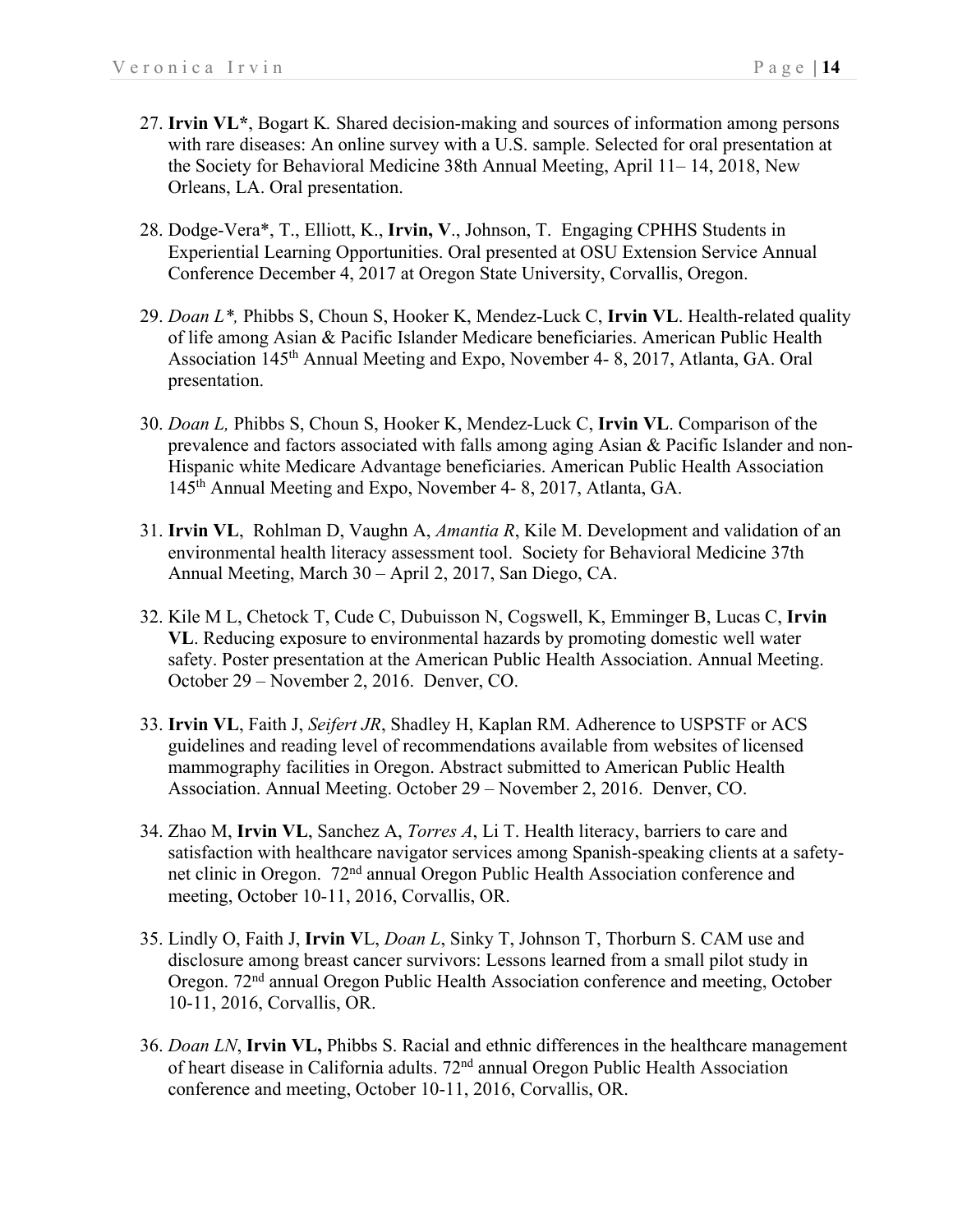27. **Irvin VL***, Bogart K*.* Shared decision-making and sources of information among persons with rare diseases: An online survey with a U.S. sample. Selected for oral presentation at the Society for Behavioral Medicine 38th Annual Meeting, April 11– 14, 2018, New Orleans, LA. Oral presentation.

28. Dodge-Vera*, T., Elliott, K., **Irvin, V**., Johnson, T. Engaging CPHHS Students in Experiential Learning Opportunities. Oral presented at OSU Extension Service Annual Conference December 4, 2017 at Oregon State University, Corvallis, Oregon.

29. *Doan L*,* Phibbs S, Choun S, Hooker K, Mendez-Luck C, **Irvin VL**. Health-related quality of life among Asian & Pacific Islander Medicare beneficiaries. American Public Health Association 145th Annual Meeting and Expo, November 4- 8, 2017, Atlanta, GA. Oral presentation.

30. *Doan L,* Phibbs S, Choun S, Hooker K, Mendez-Luck C, **Irvin VL**. Comparison of the prevalence and factors associated with falls among aging Asian & Pacific Islander and non-Hispanic white Medicare Advantage beneficiaries. American Public Health Association 145th Annual Meeting and Expo, November 4- 8, 2017, Atlanta, GA.

31. **Irvin VL**, Rohlman D, Vaughn A, *Amantia R*, Kile M. Development and validation of an environmental health literacy assessment tool. Society for Behavioral Medicine 37th Annual Meeting, March 30 – April 2, 2017, San Diego, CA.

32. Kile M L, Chetock T, Cude C, Dubuisson N, Cogswell, K, Emminger B, Lucas C, **Irvin VL**. Reducing exposure to environmental hazards by promoting domestic well water safety. Poster presentation at the American Public Health Association. Annual Meeting. October 29 – November 2, 2016. Denver, CO.

33. **Irvin VL**, Faith J, *Seifert JR*, Shadley H, Kaplan RM. Adherence to USPSTF or ACS guidelines and reading level of recommendations available from websites of licensed mammography facilities in Oregon. Abstract submitted to American Public Health Association. Annual Meeting. October 29 – November 2, 2016. Denver, CO.

34. Zhao M, **Irvin VL**, Sanchez A, *Torres A*, Li T. Health literacy, barriers to care and satisfaction with healthcare navigator services among Spanish-speaking clients at a safety-net clinic in Oregon. 72nd annual Oregon Public Health Association conference and meeting, October 10-11, 2016, Corvallis, OR.

35. Lindly O, Faith J, **Irvin V**L, *Doan L*, Sinky T, Johnson T, Thorburn S. CAM use and disclosure among breast cancer survivors: Lessons learned from a small pilot study in Oregon. 72nd annual Oregon Public Health Association conference and meeting, October 10-11, 2016, Corvallis, OR.

36. *Doan LN*, **Irvin VL,** Phibbs S. Racial and ethnic differences in the healthcare management of heart disease in California adults. 72nd annual Oregon Public Health Association conference and meeting, October 10-11, 2016, Corvallis, OR.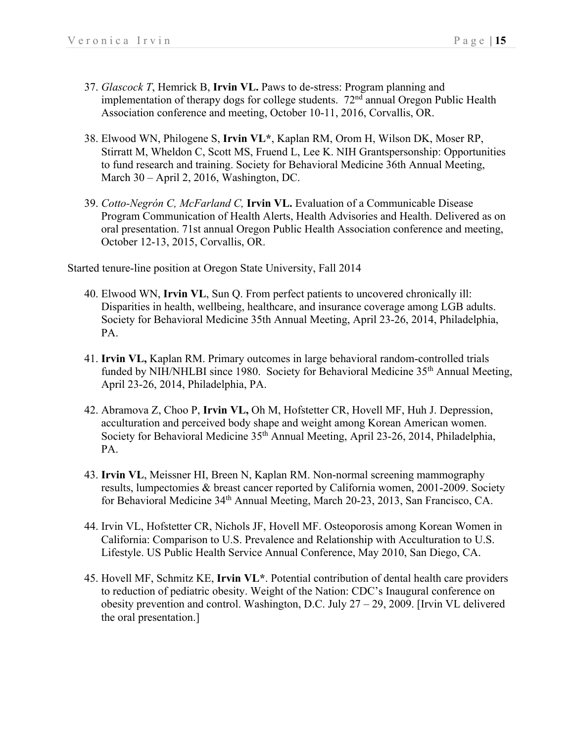37. *Glascock T*, Hemrick B, **Irvin VL.** Paws to de-stress: Program planning and implementation of therapy dogs for college students. 72nd annual Oregon Public Health Association conference and meeting, October 10-11, 2016, Corvallis, OR.

38. Elwood WN, Philogene S, **Irvin VL***, Kaplan RM, Orom H, Wilson DK, Moser RP, Stirratt M, Wheldon C, Scott MS, Fruend L, Lee K. NIH Grantspersonship: Opportunities to fund research and training. Society for Behavioral Medicine 36th Annual Meeting, March 30 – April 2, 2016, Washington, DC.

39. *Cotto-Negrón C, McFarland C,* **Irvin VL.** Evaluation of a Communicable Disease Program Communication of Health Alerts, Health Advisories and Health. Delivered as on oral presentation. 71st annual Oregon Public Health Association conference and meeting, October 12-13, 2015, Corvallis, OR.

Started tenure-line position at Oregon State University, Fall 2014

40. Elwood WN, **Irvin VL**, Sun Q. From perfect patients to uncovered chronically ill: Disparities in health, wellbeing, healthcare, and insurance coverage among LGB adults. Society for Behavioral Medicine 35th Annual Meeting, April 23-26, 2014, Philadelphia, PA.

41. **Irvin VL,** Kaplan RM. Primary outcomes in large behavioral random-controlled trials funded by NIH/NHLBI since 1980. Society for Behavioral Medicine 35th Annual Meeting, April 23-26, 2014, Philadelphia, PA.

42. Abramova Z, Choo P, **Irvin VL,** Oh M, Hofstetter CR, Hovell MF, Huh J. Depression, acculturation and perceived body shape and weight among Korean American women. Society for Behavioral Medicine 35th Annual Meeting, April 23-26, 2014, Philadelphia, PA.

43. **Irvin VL**, Meissner HI, Breen N, Kaplan RM. Non-normal screening mammography results, lumpectomies & breast cancer reported by California women, 2001-2009. Society for Behavioral Medicine 34th Annual Meeting, March 20-23, 2013, San Francisco, CA.

44. Irvin VL, Hofstetter CR, Nichols JF, Hovell MF. Osteoporosis among Korean Women in California: Comparison to U.S. Prevalence and Relationship with Acculturation to U.S. Lifestyle. US Public Health Service Annual Conference, May 2010, San Diego, CA.

45. Hovell MF, Schmitz KE, **Irvin VL***. Potential contribution of dental health care providers to reduction of pediatric obesity. Weight of the Nation: CDC's Inaugural conference on obesity prevention and control. Washington, D.C. July 27 – 29, 2009. [Irvin VL delivered the oral presentation.]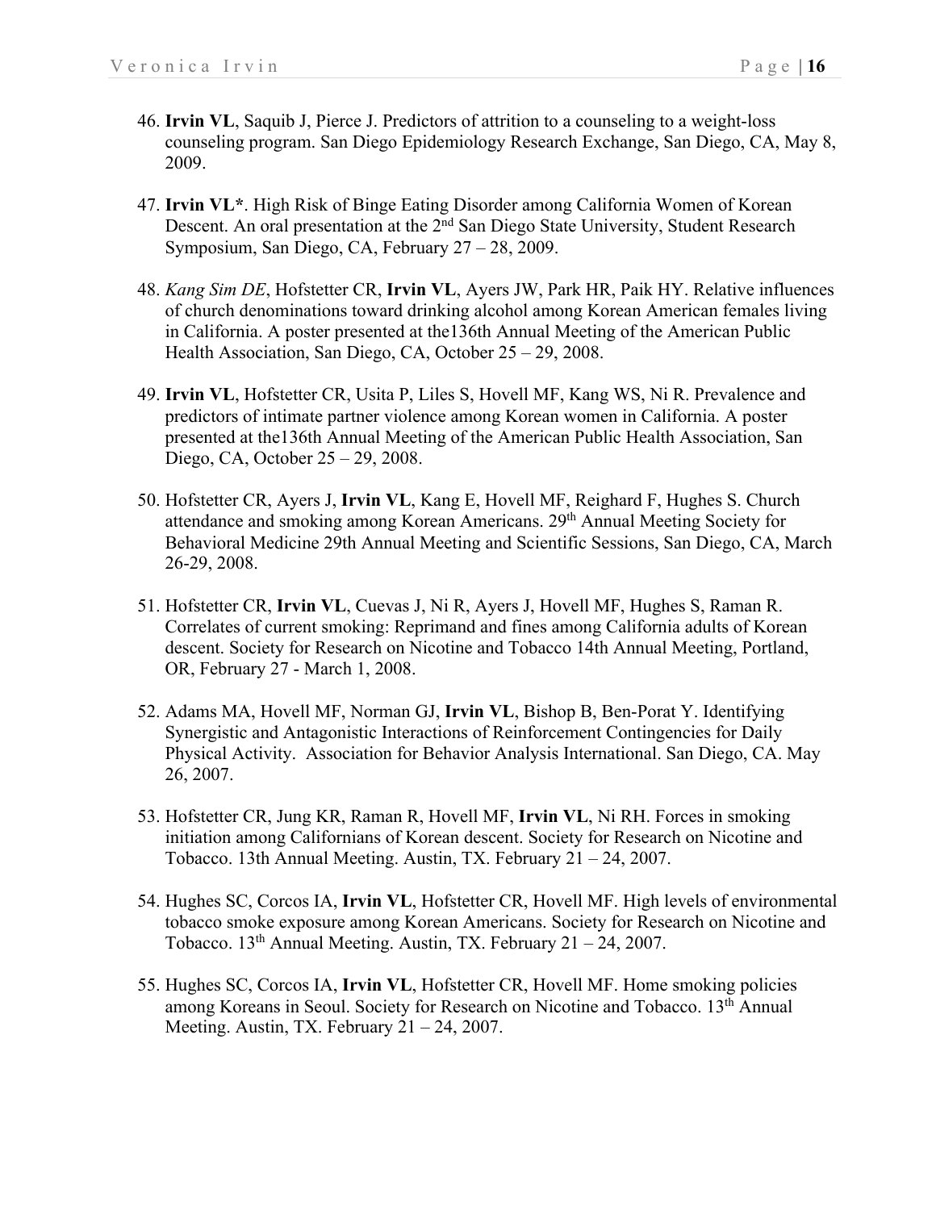46. **Irvin VL**, Saquib J, Pierce J. Predictors of attrition to a counseling to a weight-loss counseling program. San Diego Epidemiology Research Exchange, San Diego, CA, May 8, 2009.

47. **Irvin VL***. High Risk of Binge Eating Disorder among California Women of Korean Descent. An oral presentation at the 2nd San Diego State University, Student Research Symposium, San Diego, CA, February 27 – 28, 2009.

48. *Kang Sim DE*, Hofstetter CR, **Irvin VL**, Ayers JW, Park HR, Paik HY. Relative influences of church denominations toward drinking alcohol among Korean American females living in California. A poster presented at the136th Annual Meeting of the American Public Health Association, San Diego, CA, October 25 – 29, 2008.

49. **Irvin VL**, Hofstetter CR, Usita P, Liles S, Hovell MF, Kang WS, Ni R. Prevalence and predictors of intimate partner violence among Korean women in California. A poster presented at the136th Annual Meeting of the American Public Health Association, San Diego, CA, October 25 – 29, 2008.

50. Hofstetter CR, Ayers J, **Irvin VL**, Kang E, Hovell MF, Reighard F, Hughes S. Church attendance and smoking among Korean Americans. 29th Annual Meeting Society for Behavioral Medicine 29th Annual Meeting and Scientific Sessions, San Diego, CA, March 26-29, 2008.

51. Hofstetter CR, **Irvin VL**, Cuevas J, Ni R, Ayers J, Hovell MF, Hughes S, Raman R. Correlates of current smoking: Reprimand and fines among California adults of Korean descent. Society for Research on Nicotine and Tobacco 14th Annual Meeting, Portland, OR, February 27 - March 1, 2008.

52. Adams MA, Hovell MF, Norman GJ, **Irvin VL**, Bishop B, Ben-Porat Y. Identifying Synergistic and Antagonistic Interactions of Reinforcement Contingencies for Daily Physical Activity. Association for Behavior Analysis International. San Diego, CA. May 26, 2007.

53. Hofstetter CR, Jung KR, Raman R, Hovell MF, **Irvin VL**, Ni RH. Forces in smoking initiation among Californians of Korean descent. Society for Research on Nicotine and Tobacco. 13th Annual Meeting. Austin, TX. February 21 – 24, 2007.

54. Hughes SC, Corcos IA, **Irvin VL**, Hofstetter CR, Hovell MF. High levels of environmental tobacco smoke exposure among Korean Americans. Society for Research on Nicotine and Tobacco. 13th Annual Meeting. Austin, TX. February 21 – 24, 2007.

55. Hughes SC, Corcos IA, **Irvin VL**, Hofstetter CR, Hovell MF. Home smoking policies among Koreans in Seoul. Society for Research on Nicotine and Tobacco. 13th Annual Meeting. Austin, TX. February 21 – 24, 2007.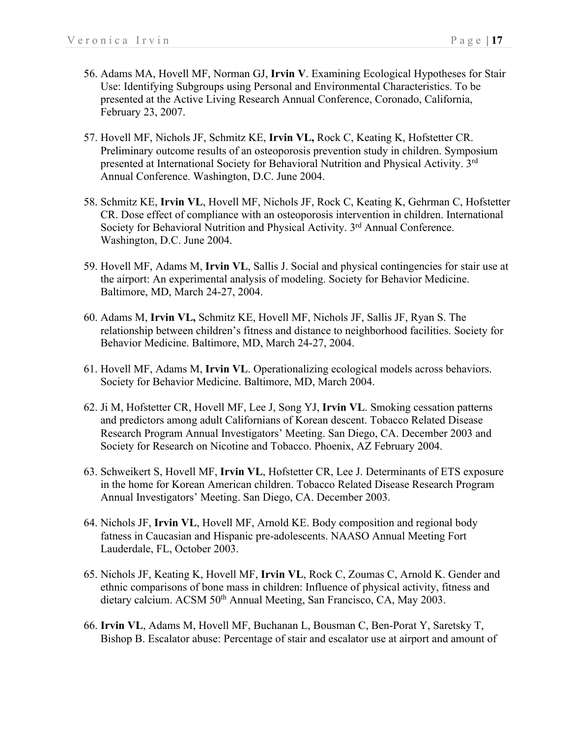56. Adams MA, Hovell MF, Norman GJ, **Irvin V**. Examining Ecological Hypotheses for Stair Use: Identifying Subgroups using Personal and Environmental Characteristics. To be presented at the Active Living Research Annual Conference, Coronado, California, February 23, 2007.

57. Hovell MF, Nichols JF, Schmitz KE, **Irvin VL,** Rock C, Keating K, Hofstetter CR. Preliminary outcome results of an osteoporosis prevention study in children. Symposium presented at International Society for Behavioral Nutrition and Physical Activity. 3rd Annual Conference. Washington, D.C. June 2004.

58. Schmitz KE, **Irvin VL**, Hovell MF, Nichols JF, Rock C, Keating K, Gehrman C, Hofstetter CR. Dose effect of compliance with an osteoporosis intervention in children. International Society for Behavioral Nutrition and Physical Activity. 3rd Annual Conference. Washington, D.C. June 2004.

59. Hovell MF, Adams M, **Irvin VL**, Sallis J. Social and physical contingencies for stair use at the airport: An experimental analysis of modeling. Society for Behavior Medicine. Baltimore, MD, March 24-27, 2004.

60. Adams M, **Irvin VL,** Schmitz KE, Hovell MF, Nichols JF, Sallis JF, Ryan S. The relationship between children's fitness and distance to neighborhood facilities. Society for Behavior Medicine. Baltimore, MD, March 24-27, 2004.

61. Hovell MF, Adams M, **Irvin VL**. Operationalizing ecological models across behaviors. Society for Behavior Medicine. Baltimore, MD, March 2004.

62. Ji M, Hofstetter CR, Hovell MF, Lee J, Song YJ, **Irvin VL**. Smoking cessation patterns and predictors among adult Californians of Korean descent. Tobacco Related Disease Research Program Annual Investigators' Meeting. San Diego, CA. December 2003 and Society for Research on Nicotine and Tobacco. Phoenix, AZ February 2004.

63. Schweikert S, Hovell MF, **Irvin VL**, Hofstetter CR, Lee J. Determinants of ETS exposure in the home for Korean American children. Tobacco Related Disease Research Program Annual Investigators' Meeting. San Diego, CA. December 2003.

64. Nichols JF, **Irvin VL**, Hovell MF, Arnold KE. Body composition and regional body fatness in Caucasian and Hispanic pre-adolescents. NAASO Annual Meeting Fort Lauderdale, FL, October 2003.

65. Nichols JF, Keating K, Hovell MF, **Irvin VL**, Rock C, Zoumas C, Arnold K. Gender and ethnic comparisons of bone mass in children: Influence of physical activity, fitness and dietary calcium. ACSM 50th Annual Meeting, San Francisco, CA, May 2003.

66. **Irvin VL**, Adams M, Hovell MF, Buchanan L, Bousman C, Ben-Porat Y, Saretsky T, Bishop B. Escalator abuse: Percentage of stair and escalator use at airport and amount of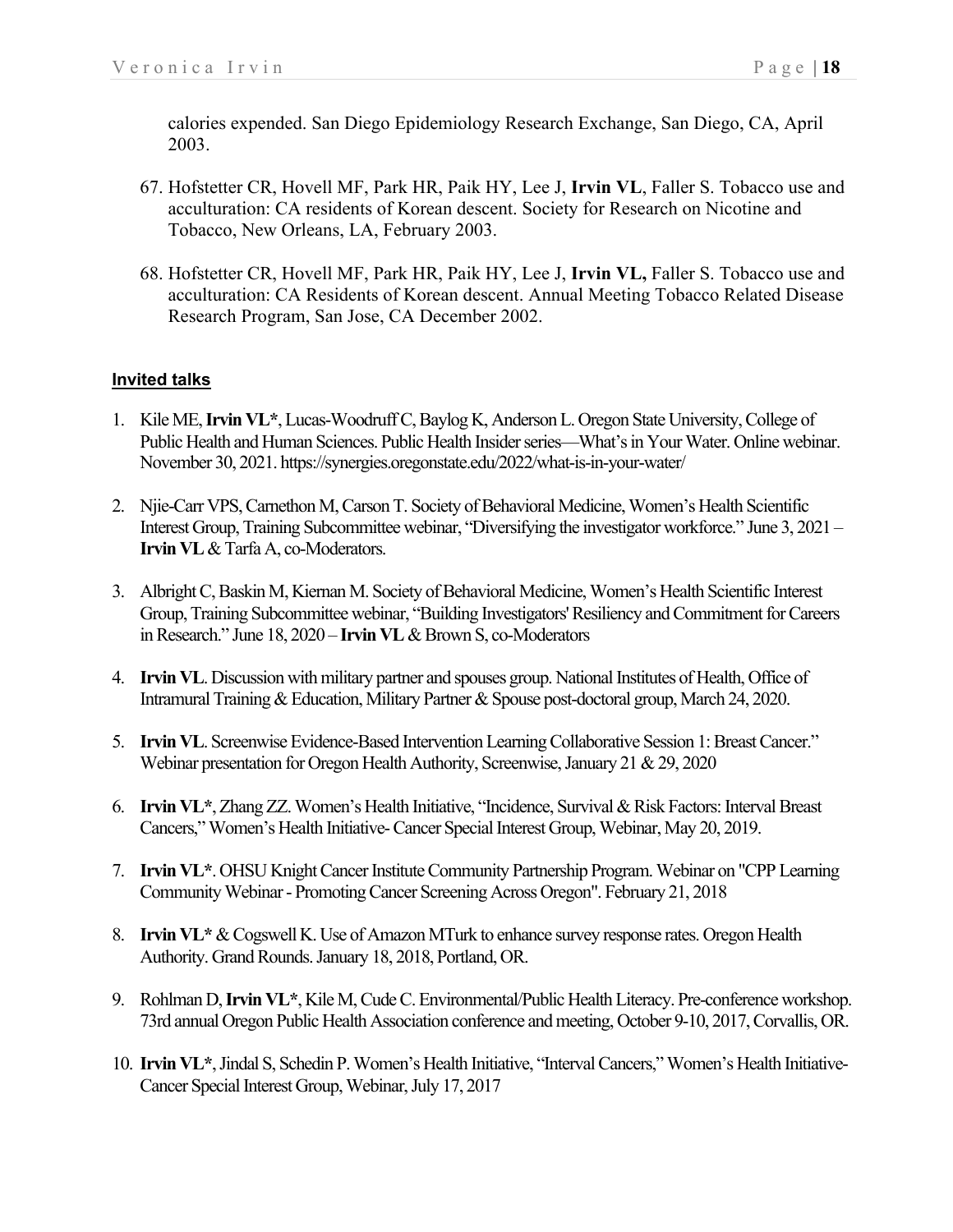calories expended. San Diego Epidemiology Research Exchange, San Diego, CA, April 2003.

67. Hofstetter CR, Hovell MF, Park HR, Paik HY, Lee J, **Irvin VL**, Faller S. Tobacco use and acculturation: CA residents of Korean descent. Society for Research on Nicotine and Tobacco, New Orleans, LA, February 2003.

68. Hofstetter CR, Hovell MF, Park HR, Paik HY, Lee J, **Irvin VL,** Faller S. Tobacco use and acculturation: CA Residents of Korean descent. Annual Meeting Tobacco Related Disease Research Program, San Jose, CA December 2002.

## Invited talks

1. Kile ME, **Irvin VL***, Lucas-Woodruff C, Baylog K, Anderson L. Oregon State University, College of Public Health and Human Sciences. Public Health Insider series—What's in Your Water. Online webinar. November 30, 2021. https://synergies.oregonstate.edu/2022/what-is-in-your-water/

2. Njie-Carr VPS, Carnethon M, Carson T. Society of Behavioral Medicine, Women's Health Scientific Interest Group, Training Subcommittee webinar, "Diversifying the investigator workforce." June 3, 2021 – **Irvin VL** & Tarfa A, co-Moderators.

3. Albright C, Baskin M, Kiernan M. Society of Behavioral Medicine, Women's Health Scientific Interest Group, Training Subcommittee webinar, "Building Investigators' Resiliency and Commitment for Careers in Research." June 18, 2020 – **Irvin VL** & Brown S, co-Moderators

4. **Irvin VL**. Discussion with military partner and spouses group. National Institutes of Health, Office of Intramural Training & Education, Military Partner & Spouse post-doctoral group, March 24, 2020.

5. **Irvin VL**. Screenwise Evidence-Based Intervention Learning Collaborative Session 1: Breast Cancer." Webinar presentation for Oregon Health Authority, Screenwise, January 21 & 29, 2020

6. **Irvin VL***, Zhang ZZ. Women's Health Initiative, "Incidence, Survival & Risk Factors: Interval Breast Cancers," Women's Health Initiative- Cancer Special Interest Group, Webinar, May 20, 2019.

7. **Irvin VL***. OHSU Knight Cancer Institute Community Partnership Program. Webinar on "CPP Learning Community Webinar - Promoting Cancer Screening Across Oregon". February 21, 2018

8. **Irvin VL*** & Cogswell K. Use of Amazon MTurk to enhance survey response rates. Oregon Health Authority. Grand Rounds. January 18, 2018, Portland, OR.

9. Rohlman D, **Irvin VL***, Kile M, Cude C. Environmental/Public Health Literacy. Pre-conference workshop. 73rd annual Oregon Public Health Association conference and meeting, October 9-10, 2017, Corvallis, OR.

10. **Irvin VL***, Jindal S, Schedin P. Women's Health Initiative, "Interval Cancers," Women's Health Initiative-Cancer Special Interest Group, Webinar, July 17, 2017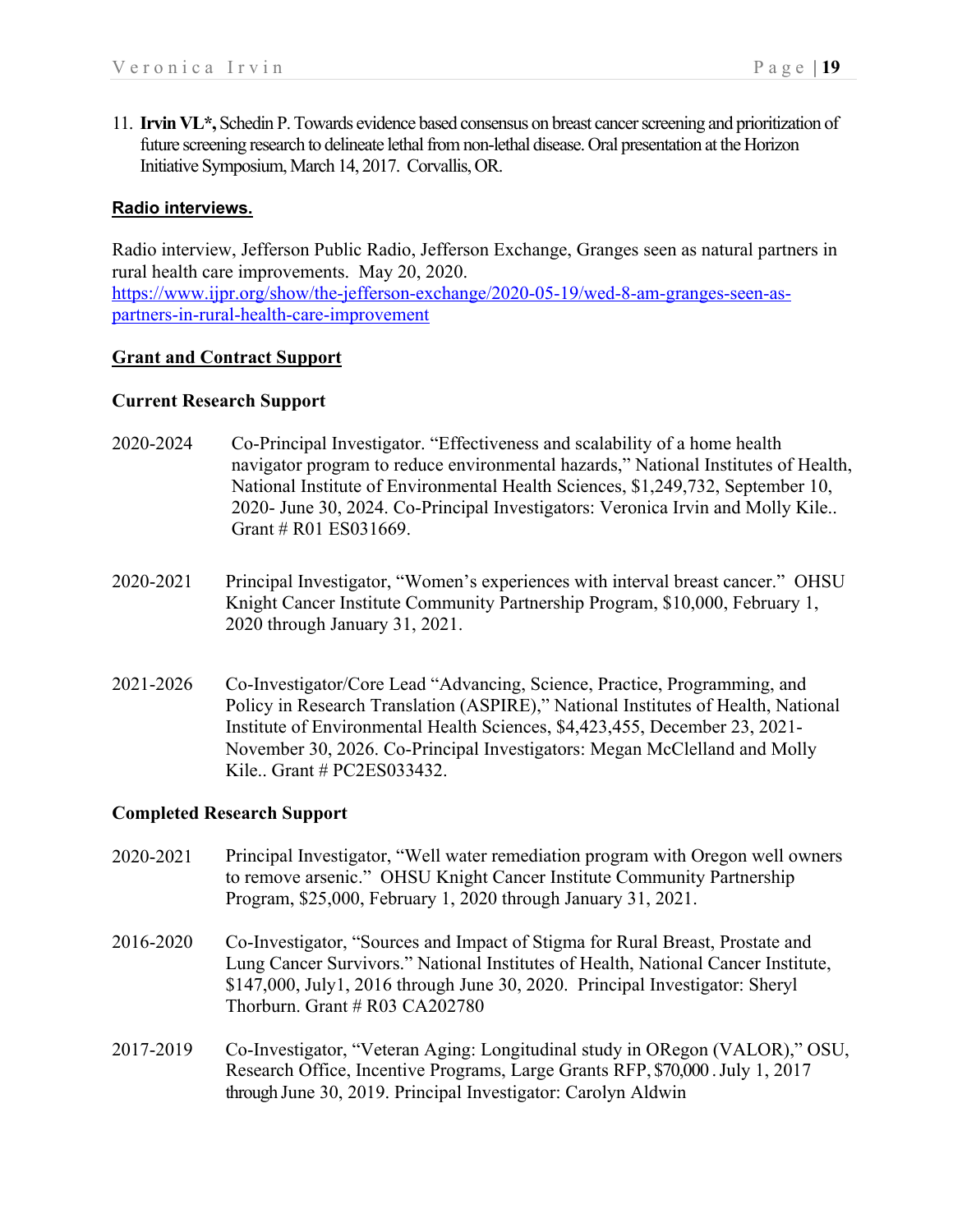11. **Irvin VL*,** Schedin P. Towards evidence based consensus on breast cancer screening and prioritization of future screening research to delineate lethal from non-lethal disease. Oral presentation at the Horizon Initiative Symposium, March 14, 2017. Corvallis, OR.

**Radio interviews.**

Radio interview, Jefferson Public Radio, Jefferson Exchange, Granges seen as natural partners in rural health care improvements. May 20, 2020. https://www.ijpr.org/show/the-jefferson-exchange/2020-05-19/wed-8-am-granges-seen-as-partners-in-rural-health-care-improvement

## Grant and Contract Support

### Current Research Support

2020-2024 Co-Principal Investigator. "Effectiveness and scalability of a home health navigator program to reduce environmental hazards," National Institutes of Health, National Institute of Environmental Health Sciences, $1,249,732, September 10, 2020- June 30, 2024. Co-Principal Investigators: Veronica Irvin and Molly Kile.. Grant # R01 ES031669.

2020-2021 Principal Investigator, "Women's experiences with interval breast cancer." OHSU Knight Cancer Institute Community Partnership Program, $10,000, February 1, 2020 through January 31, 2021.

2021-2026 Co-Investigator/Core Lead "Advancing, Science, Practice, Programming, and Policy in Research Translation (ASPIRE)," National Institutes of Health, National Institute of Environmental Health Sciences, $4,423,455, December 23, 2021- November 30, 2026. Co-Principal Investigators: Megan McClelland and Molly Kile.. Grant # PC2ES033432.

### Completed Research Support

2020-2021 Principal Investigator, "Well water remediation program with Oregon well owners to remove arsenic." OHSU Knight Cancer Institute Community Partnership Program, $25,000, February 1, 2020 through January 31, 2021.

2016-2020 Co-Investigator, "Sources and Impact of Stigma for Rural Breast, Prostate and Lung Cancer Survivors." National Institutes of Health, National Cancer Institute, $147,000, July1, 2016 through June 30, 2020. Principal Investigator: Sheryl Thorburn. Grant # R03 CA202780

2017-2019 Co-Investigator, "Veteran Aging: Longitudinal study in ORegon (VALOR)," OSU, Research Office, Incentive Programs, Large Grants RFP, $70,000 . July 1, 2017 through June 30, 2019. Principal Investigator: Carolyn Aldwin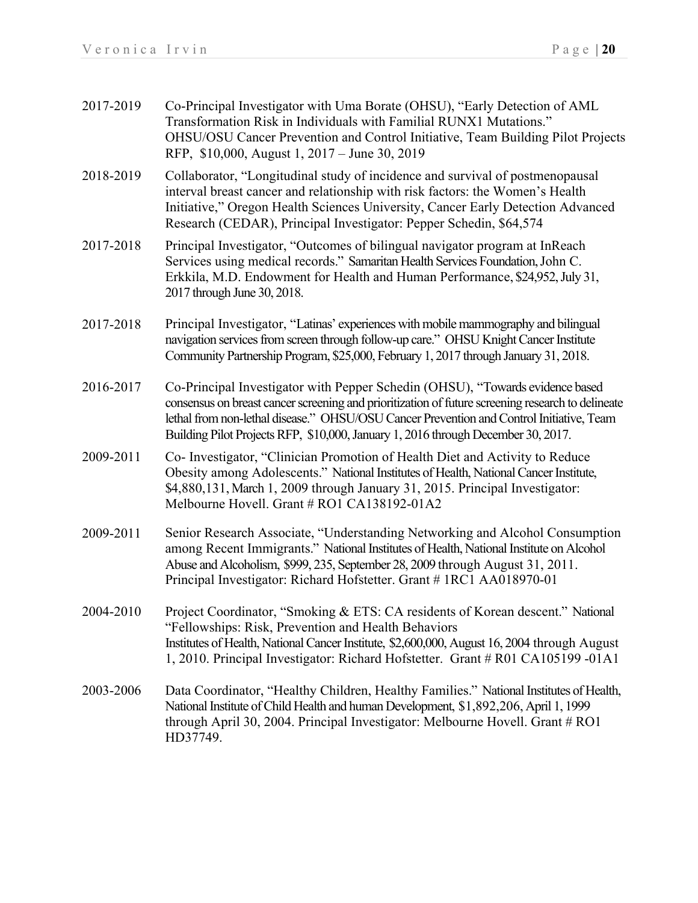2017-2019 Co-Principal Investigator with Uma Borate (OHSU), "Early Detection of AML Transformation Risk in Individuals with Familial RUNX1 Mutations." OHSU/OSU Cancer Prevention and Control Initiative, Team Building Pilot Projects RFP, $10,000, August 1, 2017 – June 30, 2019

2018-2019 Collaborator, "Longitudinal study of incidence and survival of postmenopausal interval breast cancer and relationship with risk factors: the Women's Health Initiative," Oregon Health Sciences University, Cancer Early Detection Advanced Research (CEDAR), Principal Investigator: Pepper Schedin, $64,574

2017-2018 Principal Investigator, "Outcomes of bilingual navigator program at InReach Services using medical records." Samaritan Health Services Foundation, John C. Erkkila, M.D. Endowment for Health and Human Performance, $24,952, July 31, 2017 through June 30, 2018.

2017-2018 Principal Investigator, "Latinas' experiences with mobile mammography and bilingual navigation services from screen through follow-up care." OHSU Knight Cancer Institute Community Partnership Program, $25,000, February 1, 2017 through January 31, 2018.

2016-2017 Co-Principal Investigator with Pepper Schedin (OHSU), "Towards evidence based consensus on breast cancer screening and prioritization of future screening research to delineate lethal from non-lethal disease." OHSU/OSU Cancer Prevention and Control Initiative, Team Building Pilot Projects RFP, $10,000, January 1, 2016 through December 30, 2017.

2009-2011 Co- Investigator, "Clinician Promotion of Health Diet and Activity to Reduce Obesity among Adolescents." National Institutes of Health, National Cancer Institute, $4,880,131, March 1, 2009 through January 31, 2015. Principal Investigator: Melbourne Hovell. Grant # RO1 CA138192-01A2

2009-2011 Senior Research Associate, "Understanding Networking and Alcohol Consumption among Recent Immigrants." National Institutes of Health, National Institute on Alcohol Abuse and Alcoholism, $999, 235, September 28, 2009 through August 31, 2011. Principal Investigator: Richard Hofstetter. Grant # 1RC1 AA018970-01

2004-2010 Project Coordinator, "Smoking & ETS: CA residents of Korean descent." National "Fellowships: Risk, Prevention and Health Behaviors Institutes of Health, National Cancer Institute, $2,600,000, August 16, 2004 through August 1, 2010. Principal Investigator: Richard Hofstetter. Grant # R01 CA105199 -01A1

2003-2006 Data Coordinator, "Healthy Children, Healthy Families." National Institutes of Health, National Institute of Child Health and human Development, $1,892,206, April 1, 1999 through April 30, 2004. Principal Investigator: Melbourne Hovell. Grant # RO1 HD37749.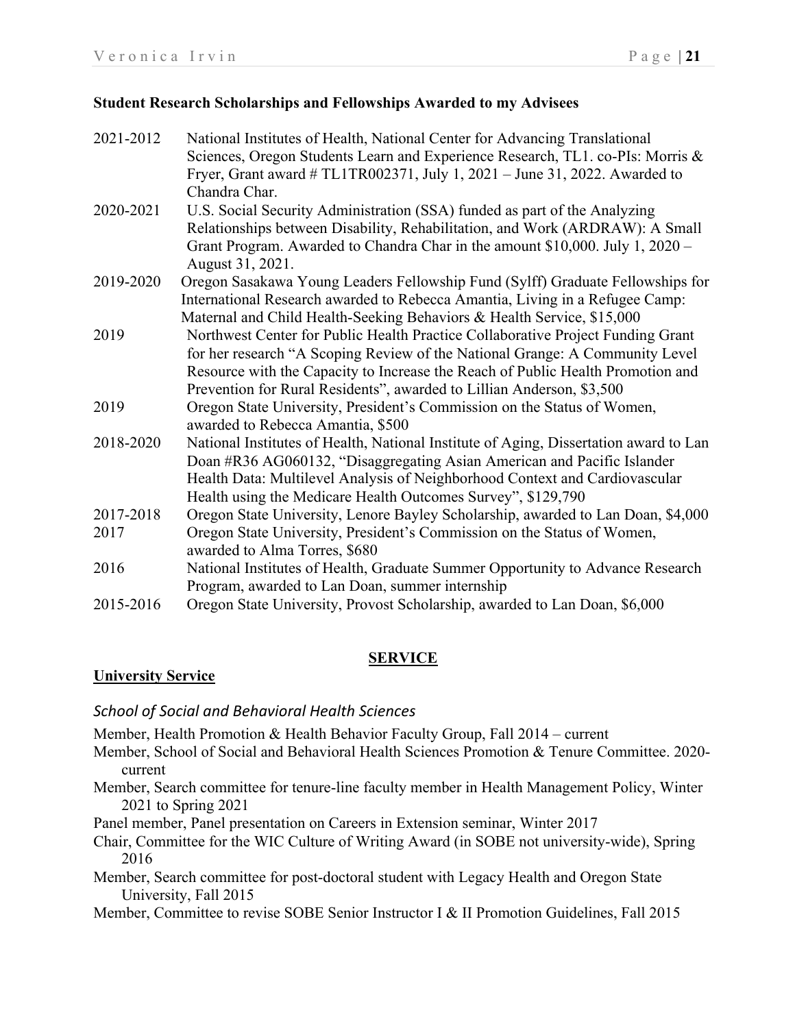**Student Research Scholarships and Fellowships Awarded to my Advisees**

2021-2012 National Institutes of Health, National Center for Advancing Translational Sciences, Oregon Students Learn and Experience Research, TL1. co-PIs: Morris & Fryer, Grant award # TL1TR002371, July 1, 2021 – June 31, 2022. Awarded to Chandra Char.

2020-2021 U.S. Social Security Administration (SSA) funded as part of the Analyzing Relationships between Disability, Rehabilitation, and Work (ARDRAW): A Small Grant Program. Awarded to Chandra Char in the amount $10,000. July 1, 2020 – August 31, 2021.

2019-2020 Oregon Sasakawa Young Leaders Fellowship Fund (Sylff) Graduate Fellowships for International Research awarded to Rebecca Amantia, Living in a Refugee Camp: Maternal and Child Health-Seeking Behaviors & Health Service, $15,000

2019 Northwest Center for Public Health Practice Collaborative Project Funding Grant for her research "A Scoping Review of the National Grange: A Community Level Resource with the Capacity to Increase the Reach of Public Health Promotion and Prevention for Rural Residents", awarded to Lillian Anderson, $3,500

2019 Oregon State University, President's Commission on the Status of Women, awarded to Rebecca Amantia, $500

2018-2020 National Institutes of Health, National Institute of Aging, Dissertation award to Lan Doan #R36 AG060132, "Disaggregating Asian American and Pacific Islander Health Data: Multilevel Analysis of Neighborhood Context and Cardiovascular Health using the Medicare Health Outcomes Survey", $129,790

2017-2018 Oregon State University, Lenore Bayley Scholarship, awarded to Lan Doan, $4,000

2017 Oregon State University, President's Commission on the Status of Women, awarded to Alma Torres, $680

2016 National Institutes of Health, Graduate Summer Opportunity to Advance Research Program, awarded to Lan Doan, summer internship

2015-2016 Oregon State University, Provost Scholarship, awarded to Lan Doan, $6,000

## SERVICE

### University Service

#### *School of Social and Behavioral Health Sciences*

Member, Health Promotion & Health Behavior Faculty Group, Fall 2014 – current

Member, School of Social and Behavioral Health Sciences Promotion & Tenure Committee. 2020-current

Member, Search committee for tenure-line faculty member in Health Management Policy, Winter 2021 to Spring 2021

Panel member, Panel presentation on Careers in Extension seminar, Winter 2017

Chair, Committee for the WIC Culture of Writing Award (in SOBE not university-wide), Spring 2016

Member, Search committee for post-doctoral student with Legacy Health and Oregon State University, Fall 2015

Member, Committee to revise SOBE Senior Instructor I & II Promotion Guidelines, Fall 2015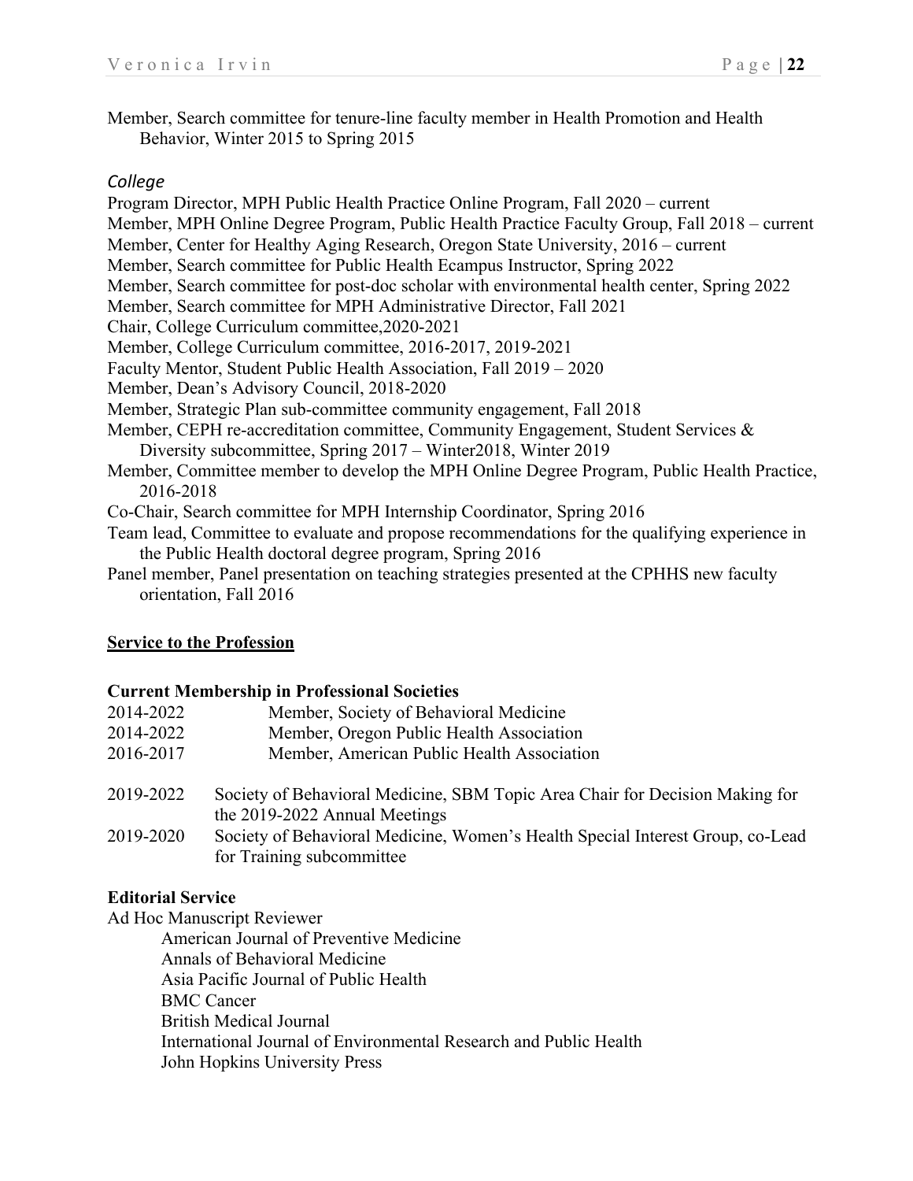Member, Search committee for tenure-line faculty member in Health Promotion and Health Behavior, Winter 2015 to Spring 2015

*College*

Program Director, MPH Public Health Practice Online Program, Fall 2020 – current
Member, MPH Online Degree Program, Public Health Practice Faculty Group, Fall 2018 – current
Member, Center for Healthy Aging Research, Oregon State University, 2016 – current
Member, Search committee for Public Health Ecampus Instructor, Spring 2022
Member, Search committee for post-doc scholar with environmental health center, Spring 2022
Member, Search committee for MPH Administrative Director, Fall 2021
Chair, College Curriculum committee,2020-2021
Member, College Curriculum committee, 2016-2017, 2019-2021
Faculty Mentor, Student Public Health Association, Fall 2019 – 2020
Member, Dean's Advisory Council, 2018-2020
Member, Strategic Plan sub-committee community engagement, Fall 2018
Member, CEPH re-accreditation committee, Community Engagement, Student Services & Diversity subcommittee, Spring 2017 – Winter2018, Winter 2019
Member, Committee member to develop the MPH Online Degree Program, Public Health Practice, 2016-2018
Co-Chair, Search committee for MPH Internship Coordinator, Spring 2016
Team lead, Committee to evaluate and propose recommendations for the qualifying experience in the Public Health doctoral degree program, Spring 2016
Panel member, Panel presentation on teaching strategies presented at the CPHHS new faculty orientation, Fall 2016

**<u>Service to the Profession</u>**

**Current Membership in Professional Societies**

2014-2022 Member, Society of Behavioral Medicine
2014-2022 Member, Oregon Public Health Association
2016-2017 Member, American Public Health Association

2019-2022 Society of Behavioral Medicine, SBM Topic Area Chair for Decision Making for the 2019-2022 Annual Meetings
2019-2020 Society of Behavioral Medicine, Women's Health Special Interest Group, co-Lead for Training subcommittee

**Editorial Service**

Ad Hoc Manuscript Reviewer
- American Journal of Preventive Medicine
- Annals of Behavioral Medicine
- Asia Pacific Journal of Public Health
- BMC Cancer
- British Medical Journal
- International Journal of Environmental Research and Public Health
- John Hopkins University Press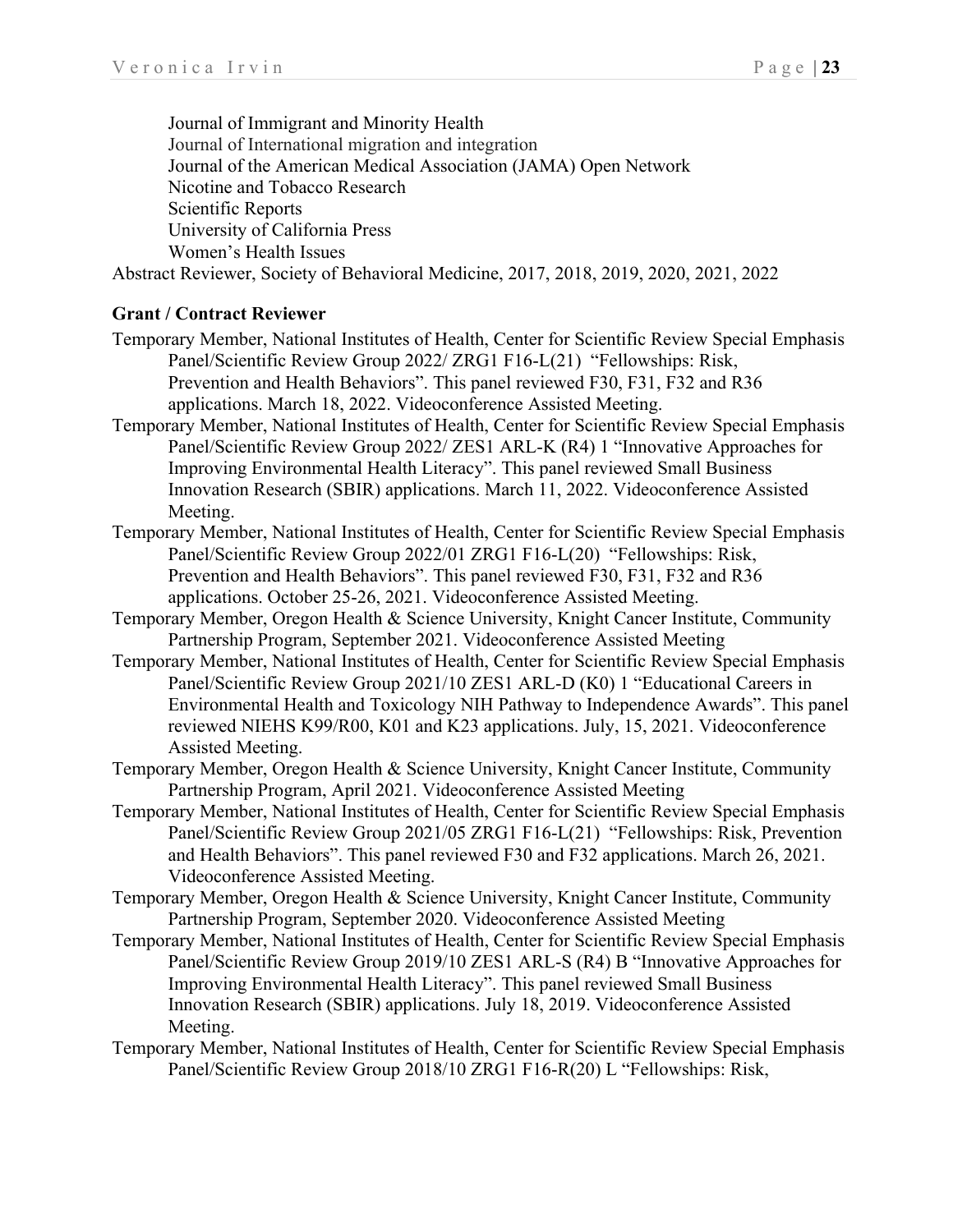Journal of Immigrant and Minority Health
Journal of International migration and integration
Journal of the American Medical Association (JAMA) Open Network
Nicotine and Tobacco Research
Scientific Reports
University of California Press
Women's Health Issues

Abstract Reviewer, Society of Behavioral Medicine, 2017, 2018, 2019, 2020, 2021, 2022

**Grant / Contract Reviewer**

Temporary Member, National Institutes of Health, Center for Scientific Review Special Emphasis Panel/Scientific Review Group 2022/ ZRG1 F16-L(21) "Fellowships: Risk, Prevention and Health Behaviors". This panel reviewed F30, F31, F32 and R36 applications. March 18, 2022. Videoconference Assisted Meeting.

Temporary Member, National Institutes of Health, Center for Scientific Review Special Emphasis Panel/Scientific Review Group 2022/ ZES1 ARL-K (R4) 1 "Innovative Approaches for Improving Environmental Health Literacy". This panel reviewed Small Business Innovation Research (SBIR) applications. March 11, 2022. Videoconference Assisted Meeting.

Temporary Member, National Institutes of Health, Center for Scientific Review Special Emphasis Panel/Scientific Review Group 2022/01 ZRG1 F16-L(20) "Fellowships: Risk, Prevention and Health Behaviors". This panel reviewed F30, F31, F32 and R36 applications. October 25-26, 2021. Videoconference Assisted Meeting.

Temporary Member, Oregon Health & Science University, Knight Cancer Institute, Community Partnership Program, September 2021. Videoconference Assisted Meeting

Temporary Member, National Institutes of Health, Center for Scientific Review Special Emphasis Panel/Scientific Review Group 2021/10 ZES1 ARL-D (K0) 1 "Educational Careers in Environmental Health and Toxicology NIH Pathway to Independence Awards". This panel reviewed NIEHS K99/R00, K01 and K23 applications. July, 15, 2021. Videoconference Assisted Meeting.

Temporary Member, Oregon Health & Science University, Knight Cancer Institute, Community Partnership Program, April 2021. Videoconference Assisted Meeting

Temporary Member, National Institutes of Health, Center for Scientific Review Special Emphasis Panel/Scientific Review Group 2021/05 ZRG1 F16-L(21) "Fellowships: Risk, Prevention and Health Behaviors". This panel reviewed F30 and F32 applications. March 26, 2021. Videoconference Assisted Meeting.

Temporary Member, Oregon Health & Science University, Knight Cancer Institute, Community Partnership Program, September 2020. Videoconference Assisted Meeting

Temporary Member, National Institutes of Health, Center for Scientific Review Special Emphasis Panel/Scientific Review Group 2019/10 ZES1 ARL-S (R4) B "Innovative Approaches for Improving Environmental Health Literacy". This panel reviewed Small Business Innovation Research (SBIR) applications. July 18, 2019. Videoconference Assisted Meeting.

Temporary Member, National Institutes of Health, Center for Scientific Review Special Emphasis Panel/Scientific Review Group 2018/10 ZRG1 F16-R(20) L "Fellowships: Risk,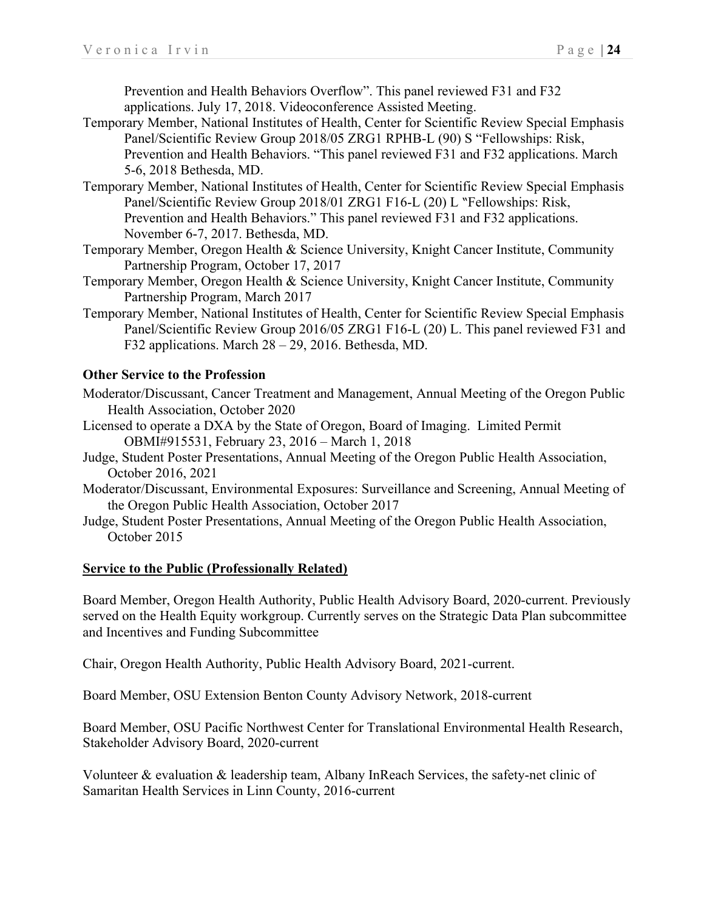Prevention and Health Behaviors Overflow". This panel reviewed F31 and F32 applications. July 17, 2018. Videoconference Assisted Meeting.

Temporary Member, National Institutes of Health, Center for Scientific Review Special Emphasis Panel/Scientific Review Group 2018/05 ZRG1 RPHB-L (90) S "Fellowships: Risk, Prevention and Health Behaviors. "This panel reviewed F31 and F32 applications. March 5-6, 2018 Bethesda, MD.

Temporary Member, National Institutes of Health, Center for Scientific Review Special Emphasis Panel/Scientific Review Group 2018/01 ZRG1 F16-L (20) L "Fellowships: Risk, Prevention and Health Behaviors." This panel reviewed F31 and F32 applications. November 6-7, 2017. Bethesda, MD.

Temporary Member, Oregon Health & Science University, Knight Cancer Institute, Community Partnership Program, October 17, 2017

Temporary Member, Oregon Health & Science University, Knight Cancer Institute, Community Partnership Program, March 2017

Temporary Member, National Institutes of Health, Center for Scientific Review Special Emphasis Panel/Scientific Review Group 2016/05 ZRG1 F16-L (20) L. This panel reviewed F31 and F32 applications. March 28 – 29, 2016. Bethesda, MD.

### Other Service to the Profession

Moderator/Discussant, Cancer Treatment and Management, Annual Meeting of the Oregon Public Health Association, October 2020

Licensed to operate a DXA by the State of Oregon, Board of Imaging. Limited Permit OBMI#915531, February 23, 2016 – March 1, 2018

Judge, Student Poster Presentations, Annual Meeting of the Oregon Public Health Association, October 2016, 2021

Moderator/Discussant, Environmental Exposures: Surveillance and Screening, Annual Meeting of the Oregon Public Health Association, October 2017

Judge, Student Poster Presentations, Annual Meeting of the Oregon Public Health Association, October 2015

## Service to the Public (Professionally Related)

Board Member, Oregon Health Authority, Public Health Advisory Board, 2020-current. Previously served on the Health Equity workgroup. Currently serves on the Strategic Data Plan subcommittee and Incentives and Funding Subcommittee

Chair, Oregon Health Authority, Public Health Advisory Board, 2021-current.

Board Member, OSU Extension Benton County Advisory Network, 2018-current

Board Member, OSU Pacific Northwest Center for Translational Environmental Health Research, Stakeholder Advisory Board, 2020-current

Volunteer & evaluation & leadership team, Albany InReach Services, the safety-net clinic of Samaritan Health Services in Linn County, 2016-current